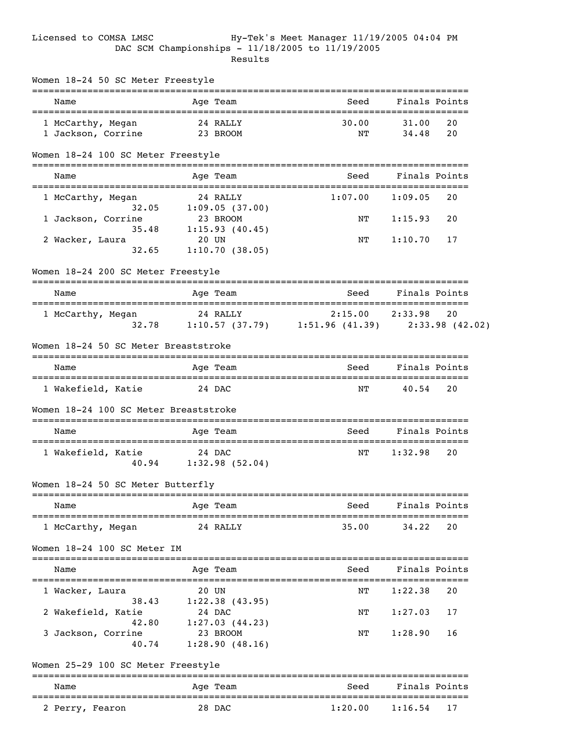Licensed to COMSA LMSC  Hy-Tek's Meet Manager 11/19/2005 04:04 PM

DAC SCM Championships - 11/18/2005 to 11/19/2005

Results

## Women 18-24 50 SC Meter Freestyle

| | Name | Age | Team | Seed | Finals | Points |
|---|---|---|---|---|---|---|
| 1 | McCarthy, Megan | 24 | RALLY | 30.00 | 31.00 | 20 |
| 1 | Jackson, Corrine | 23 | BROOM | NT | 34.48 | 20 |

## Women 18-24 100 SC Meter Freestyle

| | Name | Age | Team | Seed | Finals | Points |
|---|---|---|---|---|---|---|
| 1 | McCarthy, Megan | 24 | RALLY | 1:07.00 | 1:09.05 | 20 |
| | 32.05 | | 1:09.05 (37.00) | | | |
| 1 | Jackson, Corrine | 23 | BROOM | NT | 1:15.93 | 20 |
| | 35.48 | | 1:15.93 (40.45) | | | |
| 2 | Wacker, Laura | 20 | UN | NT | 1:10.70 | 17 |
| | 32.65 | | 1:10.70 (38.05) | | | |

## Women 18-24 200 SC Meter Freestyle

| | Name | Age | Team | Seed | Finals | Points |
|---|---|---|---|---|---|---|
| 1 | McCarthy, Megan | 24 | RALLY | 2:15.00 | 2:33.98 | 20 |
| | 32.78 | | 1:10.57 (37.79) | 1:51.96 (41.39) | 2:33.98 (42.02) | |

## Women 18-24 50 SC Meter Breaststroke

| | Name | Age | Team | Seed | Finals | Points |
|---|---|---|---|---|---|---|
| 1 | Wakefield, Katie | 24 | DAC | NT | 40.54 | 20 |

## Women 18-24 100 SC Meter Breaststroke

| | Name | Age | Team | Seed | Finals | Points |
|---|---|---|---|---|---|---|
| 1 | Wakefield, Katie | 24 | DAC | NT | 1:32.98 | 20 |
| | 40.94 | | 1:32.98 (52.04) | | | |

## Women 18-24 50 SC Meter Butterfly

| | Name | Age | Team | Seed | Finals | Points |
|---|---|---|---|---|---|---|
| 1 | McCarthy, Megan | 24 | RALLY | 35.00 | 34.22 | 20 |

## Women 18-24 100 SC Meter IM

| | Name | Age | Team | Seed | Finals | Points |
|---|---|---|---|---|---|---|
| 1 | Wacker, Laura | 20 | UN | NT | 1:22.38 | 20 |
| | 38.43 | | 1:22.38 (43.95) | | | |
| 2 | Wakefield, Katie | 24 | DAC | NT | 1:27.03 | 17 |
| | 42.80 | | 1:27.03 (44.23) | | | |
| 3 | Jackson, Corrine | 23 | BROOM | NT | 1:28.90 | 16 |
| | 40.74 | | 1:28.90 (48.16) | | | |

## Women 25-29 100 SC Meter Freestyle

| | Name | Age | Team | Seed | Finals | Points |
|---|---|---|---|---|---|---|
| 2 | Perry, Fearon | 28 | DAC | 1:20.00 | 1:16.54 | 17 |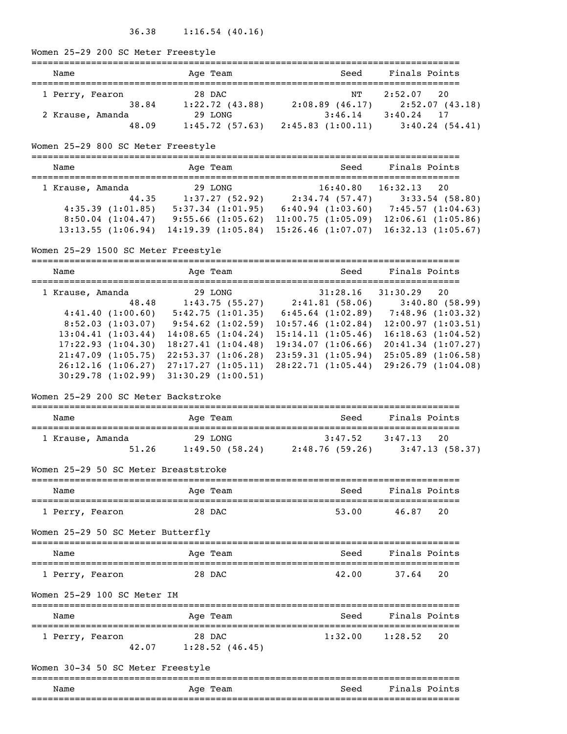36.38 1:16.54 (40.16)

## Women 25-29 200 SC Meter Freestyle

| | Name | Age | Team | Seed | Finals | Points |
|---|---|---|---|---|---|---|
| 1 | Perry, Fearon | 28 | DAC | NT | 2:52.07 | 20 |
| | 38.84 | 1:22.72 (43.88) | 2:08.89 (46.17) | 2:52.07 (43.18) | | |
| 2 | Krause, Amanda | 29 | LONG | 3:46.14 | 3:40.24 | 17 |
| | 48.09 | 1:45.72 (57.63) | 2:45.83 (1:00.11) | 3:40.24 (54.41) | | |

## Women 25-29 800 SC Meter Freestyle

| | Name | Age | Team | Seed | Finals | Points |
|---|---|---|---|---|---|---|
| 1 | Krause, Amanda | 29 | LONG | 16:40.80 | 16:32.13 | 20 |
| | 44.35 | 1:37.27 (52.92) | 2:34.74 (57.47) | 3:33.54 (58.80) | | |
| | 4:35.39 (1:01.85) | 5:37.34 (1:01.95) | 6:40.94 (1:03.60) | 7:45.57 (1:04.63) | | |
| | 8:50.04 (1:04.47) | 9:55.66 (1:05.62) | 11:00.75 (1:05.09) | 12:06.61 (1:05.86) | | |
| | 13:13.55 (1:06.94) | 14:19.39 (1:05.84) | 15:26.46 (1:07.07) | 16:32.13 (1:05.67) | | |

## Women 25-29 1500 SC Meter Freestyle

| | Name | Age | Team | Seed | Finals | Points |
|---|---|---|---|---|---|---|
| 1 | Krause, Amanda | 29 | LONG | 31:28.16 | 31:30.29 | 20 |
| | 48.48 | 1:43.75 (55.27) | 2:41.81 (58.06) | 3:40.80 (58.99) | | |
| | 4:41.40 (1:00.60) | 5:42.75 (1:01.35) | 6:45.64 (1:02.89) | 7:48.96 (1:03.32) | | |
| | 8:52.03 (1:03.07) | 9:54.62 (1:02.59) | 10:57.46 (1:02.84) | 12:00.97 (1:03.51) | | |
| | 13:04.41 (1:03.44) | 14:08.65 (1:04.24) | 15:14.11 (1:05.46) | 16:18.63 (1:04.52) | | |
| | 17:22.93 (1:04.30) | 18:27.41 (1:04.48) | 19:34.07 (1:06.66) | 20:41.34 (1:07.27) | | |
| | 21:47.09 (1:05.75) | 22:53.37 (1:06.28) | 23:59.31 (1:05.94) | 25:05.89 (1:06.58) | | |
| | 26:12.16 (1:06.27) | 27:17.27 (1:05.11) | 28:22.71 (1:05.44) | 29:26.79 (1:04.08) | | |
| | 30:29.78 (1:02.99) | 31:30.29 (1:00.51) | | | | |

## Women 25-29 200 SC Meter Backstroke

| | Name | Age | Team | Seed | Finals | Points |
|---|---|---|---|---|---|---|
| 1 | Krause, Amanda | 29 | LONG | 3:47.52 | 3:47.13 | 20 |
| | 51.26 | 1:49.50 (58.24) | 2:48.76 (59.26) | 3:47.13 (58.37) | | |

## Women 25-29 50 SC Meter Breaststroke

| | Name | Age | Team | Seed | Finals | Points |
|---|---|---|---|---|---|---|
| 1 | Perry, Fearon | 28 | DAC | 53.00 | 46.87 | 20 |

## Women 25-29 50 SC Meter Butterfly

| | Name | Age | Team | Seed | Finals | Points |
|---|---|---|---|---|---|---|
| 1 | Perry, Fearon | 28 | DAC | 42.00 | 37.64 | 20 |

## Women 25-29 100 SC Meter IM

| | Name | Age | Team | Seed | Finals | Points |
|---|---|---|---|---|---|---|
| 1 | Perry, Fearon | 28 | DAC | 1:32.00 | 1:28.52 | 20 |
| | 42.07 | 1:28.52 (46.45) | | | | |

## Women 30-34 50 SC Meter Freestyle

| Name | Age | Team | Seed | Finals | Points |
|---|---|---|---|---|---|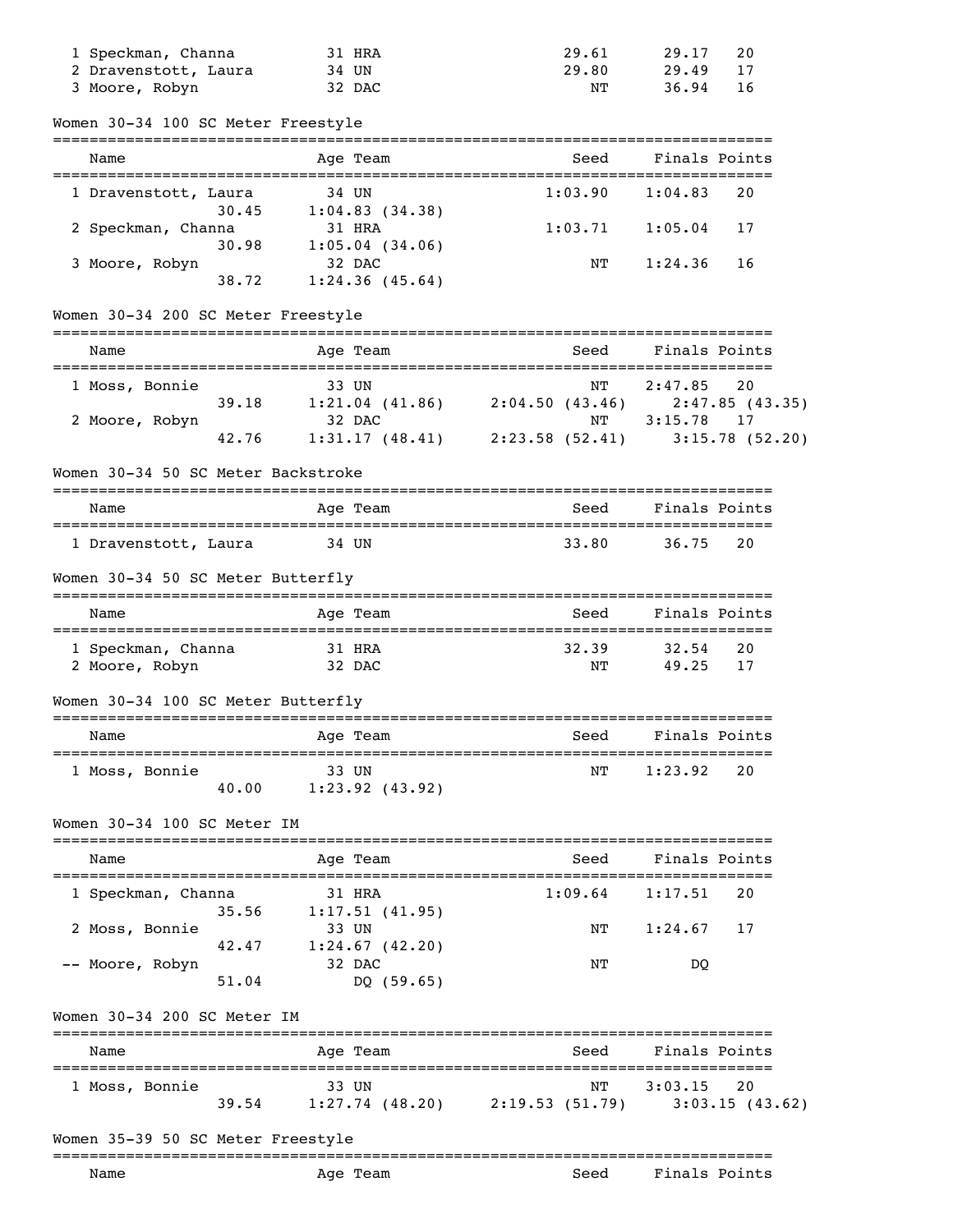| Place | Name | Age | Team | Seed | Finals | Points |
|---|---|---|---|---|---|---|
| 1 | Speckman, Channa | 31 | HRA | 29.61 | 29.17 | 20 |
| 2 | Dravenstott, Laura | 34 | UN | 29.80 | 29.49 | 17 |
| 3 | Moore, Robyn | 32 | DAC | NT | 36.94 | 16 |

## Women 30-34 100 SC Meter Freestyle

| Place | Name | Age | Team | Seed | Finals | Points |
|---|---|---|---|---|---|---|
| 1 | Dravenstott, Laura | 34 | UN | 1:03.90 | 1:04.83 | 20 |
| | 30.45 | 1:04.83 (34.38) | | | | |
| 2 | Speckman, Channa | 31 | HRA | 1:03.71 | 1:05.04 | 17 |
| | 30.98 | 1:05.04 (34.06) | | | | |
| 3 | Moore, Robyn | 32 | DAC | NT | 1:24.36 | 16 |
| | 38.72 | 1:24.36 (45.64) | | | | |

## Women 30-34 200 SC Meter Freestyle

| Place | Name | Age | Team | Seed | Finals | Points |
|---|---|---|---|---|---|---|
| 1 | Moss, Bonnie | 33 | UN | NT | 2:47.85 | 20 |
| | 39.18 | 1:21.04 (41.86) | | 2:04.50 (43.46) | 2:47.85 (43.35) | |
| 2 | Moore, Robyn | 32 | DAC | NT | 3:15.78 | 17 |
| | 42.76 | 1:31.17 (48.41) | | 2:23.58 (52.41) | 3:15.78 (52.20) | |

## Women 30-34 50 SC Meter Backstroke

| Place | Name | Age | Team | Seed | Finals | Points |
|---|---|---|---|---|---|---|
| 1 | Dravenstott, Laura | 34 | UN | 33.80 | 36.75 | 20 |

## Women 30-34 50 SC Meter Butterfly

| Place | Name | Age | Team | Seed | Finals | Points |
|---|---|---|---|---|---|---|
| 1 | Speckman, Channa | 31 | HRA | 32.39 | 32.54 | 20 |
| 2 | Moore, Robyn | 32 | DAC | NT | 49.25 | 17 |

## Women 30-34 100 SC Meter Butterfly

| Place | Name | Age | Team | Seed | Finals | Points |
|---|---|---|---|---|---|---|
| 1 | Moss, Bonnie | 33 | UN | NT | 1:23.92 | 20 |
| | 40.00 | 1:23.92 (43.92) | | | | |

## Women 30-34 100 SC Meter IM

| Place | Name | Age | Team | Seed | Finals | Points |
|---|---|---|---|---|---|---|
| 1 | Speckman, Channa | 31 | HRA | 1:09.64 | 1:17.51 | 20 |
| | 35.56 | 1:17.51 (41.95) | | | | |
| 2 | Moss, Bonnie | 33 | UN | NT | 1:24.67 | 17 |
| | 42.47 | 1:24.67 (42.20) | | | | |
| -- | Moore, Robyn | 32 | DAC | NT | DQ | |
| | 51.04 | DQ (59.65) | | | | |

## Women 30-34 200 SC Meter IM

| Place | Name | Age | Team | Seed | Finals | Points |
|---|---|---|---|---|---|---|
| 1 | Moss, Bonnie | 33 | UN | NT | 3:03.15 | 20 |
| | 39.54 | 1:27.74 (48.20) | | 2:19.53 (51.79) | 3:03.15 (43.62) | |

## Women 35-39 50 SC Meter Freestyle

| Place | Name | Age | Team | Seed | Finals | Points |
|---|---|---|---|---|---|---|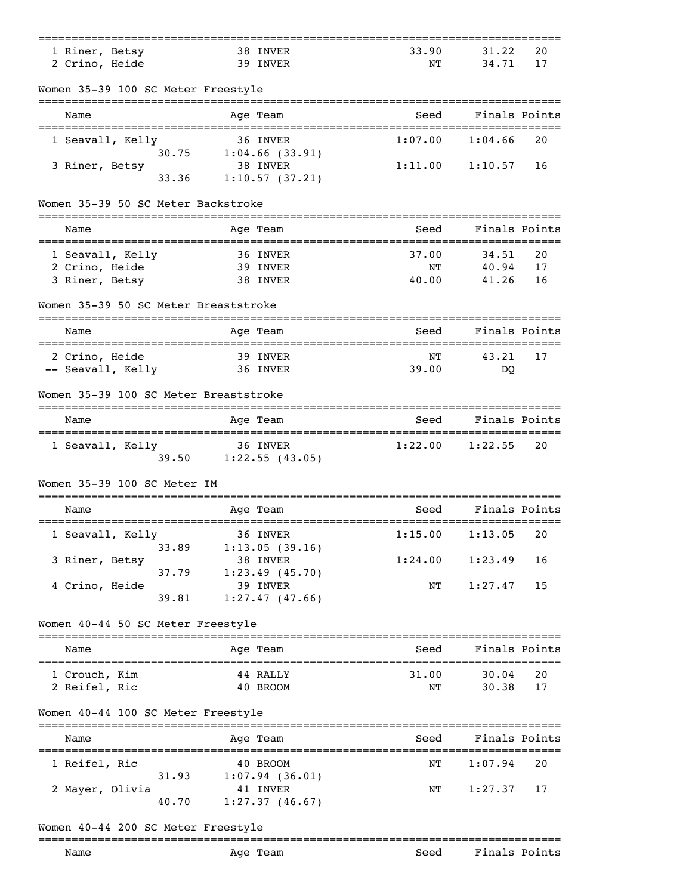| Name | Age | Team | Seed | Finals | Points |
|---|---|---|---|---|---|
| 1 Riner, Betsy | 38 | INVER | 33.90 | 31.22 | 20 |
| 2 Crino, Heide | 39 | INVER | NT | 34.71 | 17 |

## Women 35-39 100 SC Meter Freestyle

| Name | Age | Team | Seed | Finals | Points |
|---|---|---|---|---|---|
| 1 Seavall, Kelly | 36 | INVER | 1:07.00 | 1:04.66 | 20 |
| 30.75 1:04.66 (33.91) | | | | | |
| 3 Riner, Betsy | 38 | INVER | 1:11.00 | 1:10.57 | 16 |
| 33.36 1:10.57 (37.21) | | | | | |

## Women 35-39 50 SC Meter Backstroke

| Name | Age | Team | Seed | Finals | Points |
|---|---|---|---|---|---|
| 1 Seavall, Kelly | 36 | INVER | 37.00 | 34.51 | 20 |
| 2 Crino, Heide | 39 | INVER | NT | 40.94 | 17 |
| 3 Riner, Betsy | 38 | INVER | 40.00 | 41.26 | 16 |

## Women 35-39 50 SC Meter Breaststroke

| Name | Age | Team | Seed | Finals | Points |
|---|---|---|---|---|---|
| 2 Crino, Heide | 39 | INVER | NT | 43.21 | 17 |
| -- Seavall, Kelly | 36 | INVER | 39.00 | DQ | |

## Women 35-39 100 SC Meter Breaststroke

| Name | Age | Team | Seed | Finals | Points |
|---|---|---|---|---|---|
| 1 Seavall, Kelly | 36 | INVER | 1:22.00 | 1:22.55 | 20 |
| 39.50 1:22.55 (43.05) | | | | | |

## Women 35-39 100 SC Meter IM

| Name | Age | Team | Seed | Finals | Points |
|---|---|---|---|---|---|
| 1 Seavall, Kelly | 36 | INVER | 1:15.00 | 1:13.05 | 20 |
| 33.89 1:13.05 (39.16) | | | | | |
| 3 Riner, Betsy | 38 | INVER | 1:24.00 | 1:23.49 | 16 |
| 37.79 1:23.49 (45.70) | | | | | |
| 4 Crino, Heide | 39 | INVER | NT | 1:27.47 | 15 |
| 39.81 1:27.47 (47.66) | | | | | |

## Women 40-44 50 SC Meter Freestyle

| Name | Age | Team | Seed | Finals | Points |
|---|---|---|---|---|---|
| 1 Crouch, Kim | 44 | RALLY | 31.00 | 30.04 | 20 |
| 2 Reifel, Ric | 40 | BROOM | NT | 30.38 | 17 |

## Women 40-44 100 SC Meter Freestyle

| Name | Age | Team | Seed | Finals | Points |
|---|---|---|---|---|---|
| 1 Reifel, Ric | 40 | BROOM | NT | 1:07.94 | 20 |
| 31.93 1:07.94 (36.01) | | | | | |
| 2 Mayer, Olivia | 41 | INVER | NT | 1:27.37 | 17 |
| 40.70 1:27.37 (46.67) | | | | | |

## Women 40-44 200 SC Meter Freestyle

| Name | Age | Team | Seed | Finals | Points |
|---|---|---|---|---|---|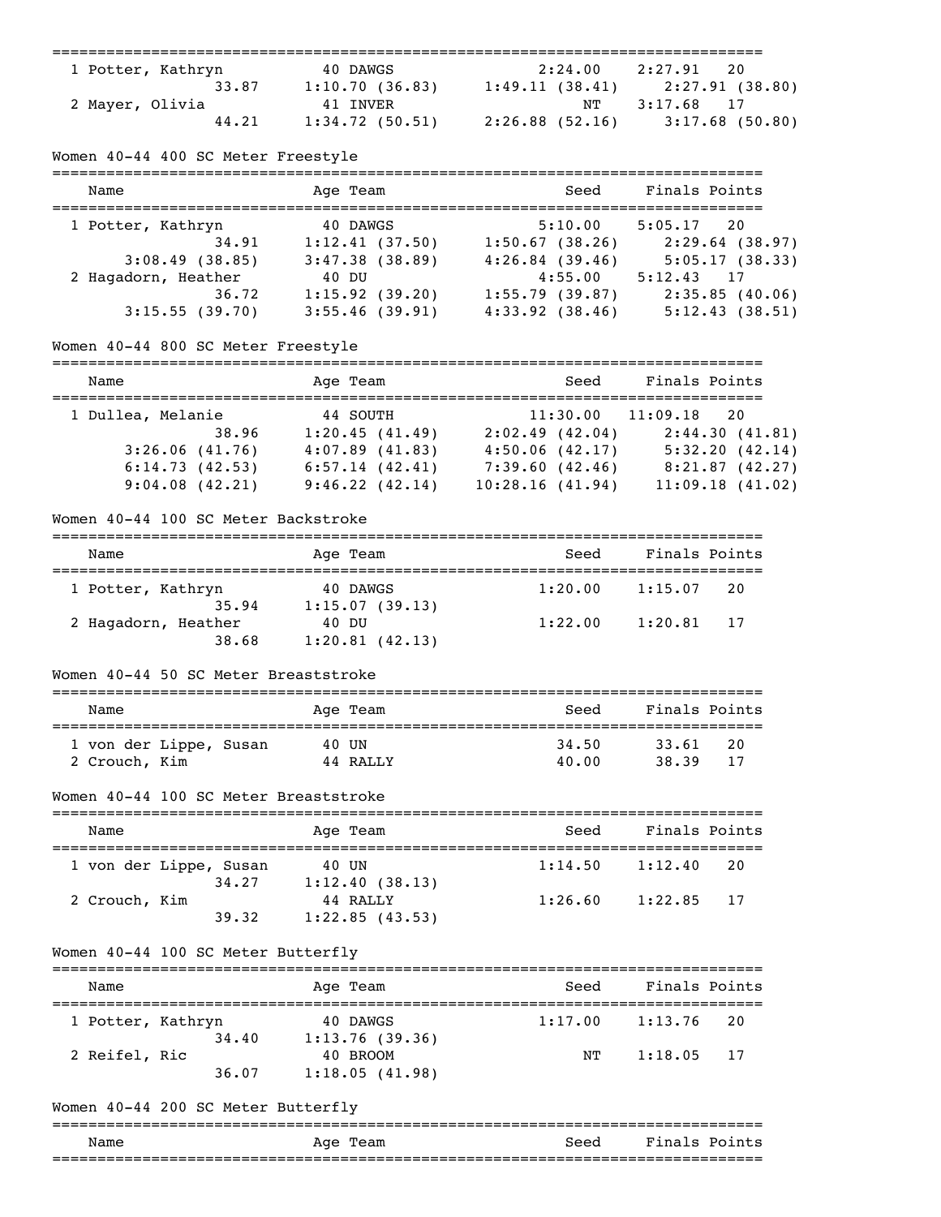| Name | Age | Team | Seed | Finals | Points |
|---|---|---|---|---|---|
| 1 Potter, Kathryn | 40 | DAWGS | 2:24.00 | 2:27.91 | 20 |
| 33.87 | 1:10.70 (36.83) | 1:49.11 (38.41) | 2:27.91 (38.80) | | |
| 2 Mayer, Olivia | 41 | INVER | NT | 3:17.68 | 17 |
| 44.21 | 1:34.72 (50.51) | 2:26.88 (52.16) | 3:17.68 (50.80) | | |

Women 40-44 400 SC Meter Freestyle

| Name | Age | Team | Seed | Finals | Points |
|---|---|---|---|---|---|
| 1 Potter, Kathryn | 40 | DAWGS | 5:10.00 | 5:05.17 | 20 |
| 34.91 | 1:12.41 (37.50) | 1:50.67 (38.26) | 2:29.64 (38.97) | | |
| 3:08.49 (38.85) | 3:47.38 (38.89) | 4:26.84 (39.46) | 5:05.17 (38.33) | | |
| 2 Hagadorn, Heather | 40 | DU | 4:55.00 | 5:12.43 | 17 |
| 36.72 | 1:15.92 (39.20) | 1:55.79 (39.87) | 2:35.85 (40.06) | | |
| 3:15.55 (39.70) | 3:55.46 (39.91) | 4:33.92 (38.46) | 5:12.43 (38.51) | | |

Women 40-44 800 SC Meter Freestyle

| Name | Age | Team | Seed | Finals | Points |
|---|---|---|---|---|---|
| 1 Dullea, Melanie | 44 | SOUTH | 11:30.00 | 11:09.18 | 20 |
| 38.96 | 1:20.45 (41.49) | 2:02.49 (42.04) | 2:44.30 (41.81) | | |
| 3:26.06 (41.76) | 4:07.89 (41.83) | 4:50.06 (42.17) | 5:32.20 (42.14) | | |
| 6:14.73 (42.53) | 6:57.14 (42.41) | 7:39.60 (42.46) | 8:21.87 (42.27) | | |
| 9:04.08 (42.21) | 9:46.22 (42.14) | 10:28.16 (41.94) | 11:09.18 (41.02) | | |

Women 40-44 100 SC Meter Backstroke

| Name | Age | Team | Seed | Finals | Points |
|---|---|---|---|---|---|
| 1 Potter, Kathryn | 40 | DAWGS | 1:20.00 | 1:15.07 | 20 |
| 35.94 | 1:15.07 (39.13) | | | | |
| 2 Hagadorn, Heather | 40 | DU | 1:22.00 | 1:20.81 | 17 |
| 38.68 | 1:20.81 (42.13) | | | | |

Women 40-44 50 SC Meter Breaststroke

| Name | Age | Team | Seed | Finals | Points |
|---|---|---|---|---|---|
| 1 von der Lippe, Susan | 40 | UN | 34.50 | 33.61 | 20 |
| 2 Crouch, Kim | 44 | RALLY | 40.00 | 38.39 | 17 |

Women 40-44 100 SC Meter Breaststroke

| Name | Age | Team | Seed | Finals | Points |
|---|---|---|---|---|---|
| 1 von der Lippe, Susan | 40 | UN | 1:14.50 | 1:12.40 | 20 |
| 34.27 | 1:12.40 (38.13) | | | | |
| 2 Crouch, Kim | 44 | RALLY | 1:26.60 | 1:22.85 | 17 |
| 39.32 | 1:22.85 (43.53) | | | | |

Women 40-44 100 SC Meter Butterfly

| Name | Age | Team | Seed | Finals | Points |
|---|---|---|---|---|---|
| 1 Potter, Kathryn | 40 | DAWGS | 1:17.00 | 1:13.76 | 20 |
| 34.40 | 1:13.76 (39.36) | | | | |
| 2 Reifel, Ric | 40 | BROOM | NT | 1:18.05 | 17 |
| 36.07 | 1:18.05 (41.98) | | | | |

Women 40-44 200 SC Meter Butterfly

| Name | Age | Team | Seed | Finals | Points |
|---|---|---|---|---|---|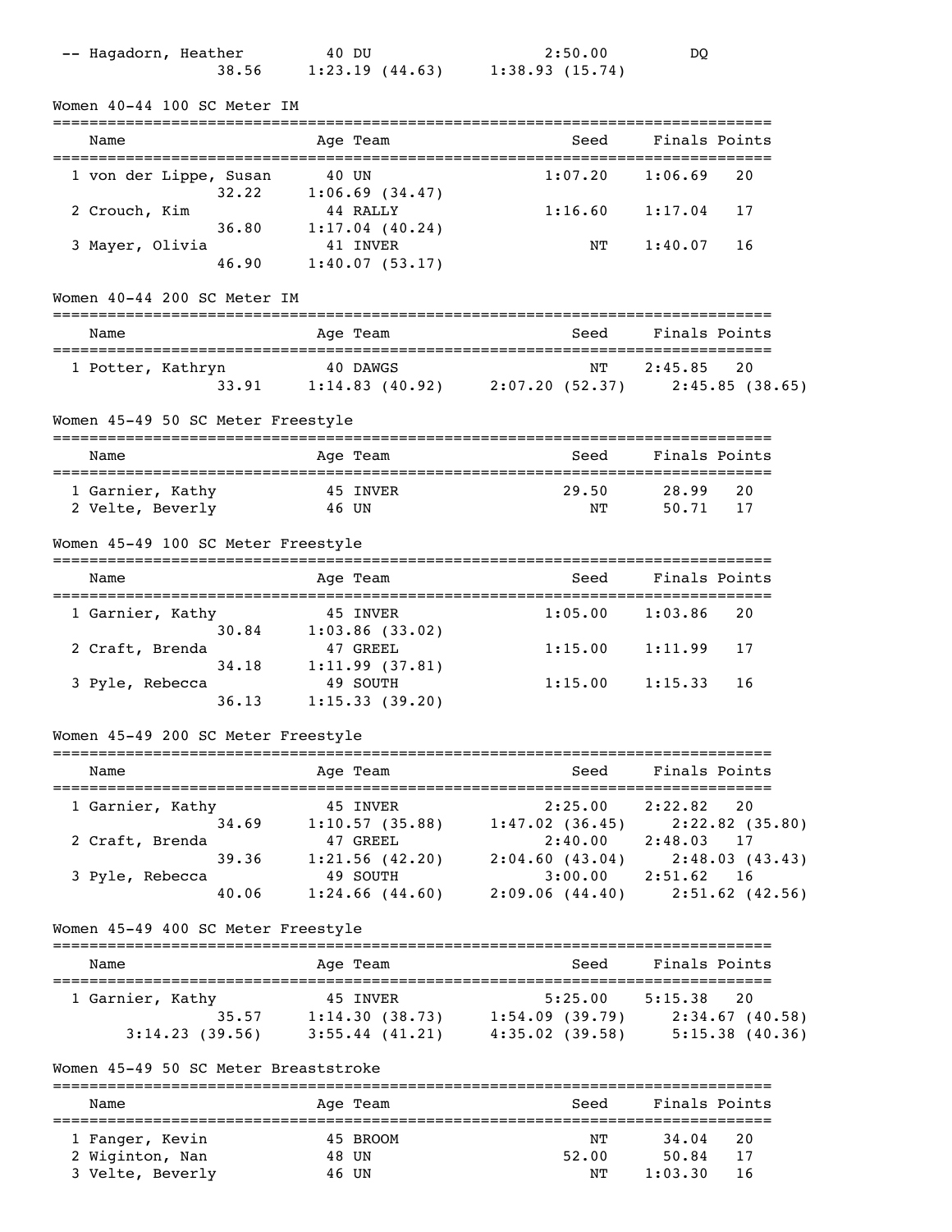| | Name | Age | Team | Seed | Finals | Points |
|---|---|---|---|---|---|---|
| -- | Hagadorn, Heather | 40 | DU | 2:50.00 | DQ | |
| | 38.56 | 1:23.19 (44.63) | 1:38.93 (15.74) | | | |

## Women 40-44 100 SC Meter IM

| | Name | Age | Team | Seed | Finals | Points |
|---|---|---|---|---|---|---|
| 1 | von der Lippe, Susan | 40 | UN | 1:07.20 | 1:06.69 | 20 |
| | 32.22 | 1:06.69 (34.47) | | | | |
| 2 | Crouch, Kim | 44 | RALLY | 1:16.60 | 1:17.04 | 17 |
| | 36.80 | 1:17.04 (40.24) | | | | |
| 3 | Mayer, Olivia | 41 | INVER | NT | 1:40.07 | 16 |
| | 46.90 | 1:40.07 (53.17) | | | | |

## Women 40-44 200 SC Meter IM

| | Name | Age | Team | Seed | Finals | Points |
|---|---|---|---|---|---|---|
| 1 | Potter, Kathryn | 40 | DAWGS | NT | 2:45.85 | 20 |
| | 33.91 | 1:14.83 (40.92) | 2:07.20 (52.37) | 2:45.85 (38.65) | | |

## Women 45-49 50 SC Meter Freestyle

| | Name | Age | Team | Seed | Finals | Points |
|---|---|---|---|---|---|---|
| 1 | Garnier, Kathy | 45 | INVER | 29.50 | 28.99 | 20 |
| 2 | Velte, Beverly | 46 | UN | NT | 50.71 | 17 |

## Women 45-49 100 SC Meter Freestyle

| | Name | Age | Team | Seed | Finals | Points |
|---|---|---|---|---|---|---|
| 1 | Garnier, Kathy | 45 | INVER | 1:05.00 | 1:03.86 | 20 |
| | 30.84 | 1:03.86 (33.02) | | | | |
| 2 | Craft, Brenda | 47 | GREEL | 1:15.00 | 1:11.99 | 17 |
| | 34.18 | 1:11.99 (37.81) | | | | |
| 3 | Pyle, Rebecca | 49 | SOUTH | 1:15.00 | 1:15.33 | 16 |
| | 36.13 | 1:15.33 (39.20) | | | | |

## Women 45-49 200 SC Meter Freestyle

| | Name | Age | Team | Seed | Finals | Points |
|---|---|---|---|---|---|---|
| 1 | Garnier, Kathy | 45 | INVER | 2:25.00 | 2:22.82 | 20 |
| | 34.69 | 1:10.57 (35.88) | 1:47.02 (36.45) | 2:22.82 (35.80) | | |
| 2 | Craft, Brenda | 47 | GREEL | 2:40.00 | 2:48.03 | 17 |
| | 39.36 | 1:21.56 (42.20) | 2:04.60 (43.04) | 2:48.03 (43.43) | | |
| 3 | Pyle, Rebecca | 49 | SOUTH | 3:00.00 | 2:51.62 | 16 |
| | 40.06 | 1:24.66 (44.60) | 2:09.06 (44.40) | 2:51.62 (42.56) | | |

## Women 45-49 400 SC Meter Freestyle

| | Name | Age | Team | Seed | Finals | Points |
|---|---|---|---|---|---|---|
| 1 | Garnier, Kathy | 45 | INVER | 5:25.00 | 5:15.38 | 20 |
| | 35.57 | 1:14.30 (38.73) | 1:54.09 (39.79) | 2:34.67 (40.58) | | |
| | 3:14.23 (39.56) | 3:55.44 (41.21) | 4:35.02 (39.58) | 5:15.38 (40.36) | | |

## Women 45-49 50 SC Meter Breaststroke

| | Name | Age | Team | Seed | Finals | Points |
|---|---|---|---|---|---|---|
| 1 | Fanger, Kevin | 45 | BROOM | NT | 34.04 | 20 |
| 2 | Wiginton, Nan | 48 | UN | 52.00 | 50.84 | 17 |
| 3 | Velte, Beverly | 46 | UN | NT | 1:03.30 | 16 |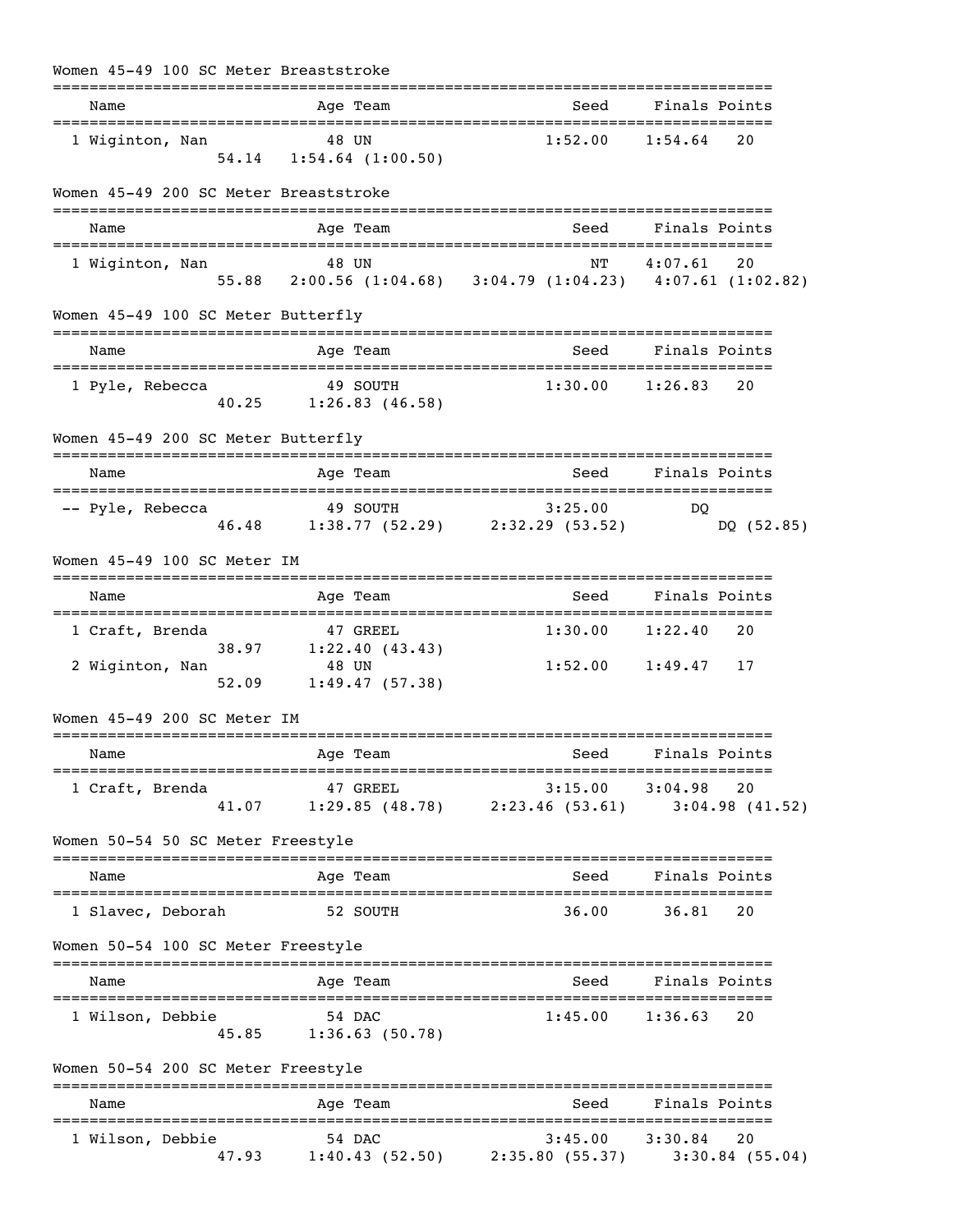## Women 45-49 100 SC Meter Breaststroke

| Name | Age | Team | Seed | Finals | Points |
|---|---|---|---|---|---|
| 1 Wiginton, Nan | 48 | UN | 1:52.00 | 1:54.64 | 20 |
| 54.14 | 1:54.64 (1:00.50) | | | | |

## Women 45-49 200 SC Meter Breaststroke

| Name | Age | Team | Seed | Finals | Points |
|---|---|---|---|---|---|
| 1 Wiginton, Nan | 48 | UN | NT | 4:07.61 | 20 |
| 55.88 | 2:00.56 (1:04.68) | 3:04.79 (1:04.23) | 4:07.61 (1:02.82) | | |

## Women 45-49 100 SC Meter Butterfly

| Name | Age | Team | Seed | Finals | Points |
|---|---|---|---|---|---|
| 1 Pyle, Rebecca | 49 | SOUTH | 1:30.00 | 1:26.83 | 20 |
| 40.25 | 1:26.83 (46.58) | | | | |

## Women 45-49 200 SC Meter Butterfly

| Name | Age | Team | Seed | Finals | Points |
|---|---|---|---|---|---|
| -- Pyle, Rebecca | 49 | SOUTH | 3:25.00 | DQ | |
| 46.48 | 1:38.77 (52.29) | 2:32.29 (53.52) | DQ (52.85) | | |

## Women 45-49 100 SC Meter IM

| Name | Age | Team | Seed | Finals | Points |
|---|---|---|---|---|---|
| 1 Craft, Brenda | 47 | GREEL | 1:30.00 | 1:22.40 | 20 |
| 38.97 | 1:22.40 (43.43) | | | | |
| 2 Wiginton, Nan | 48 | UN | 1:52.00 | 1:49.47 | 17 |
| 52.09 | 1:49.47 (57.38) | | | | |

## Women 45-49 200 SC Meter IM

| Name | Age | Team | Seed | Finals | Points |
|---|---|---|---|---|---|
| 1 Craft, Brenda | 47 | GREEL | 3:15.00 | 3:04.98 | 20 |
| 41.07 | 1:29.85 (48.78) | 2:23.46 (53.61) | 3:04.98 (41.52) | | |

## Women 50-54 50 SC Meter Freestyle

| Name | Age | Team | Seed | Finals | Points |
|---|---|---|---|---|---|
| 1 Slavec, Deborah | 52 | SOUTH | 36.00 | 36.81 | 20 |

## Women 50-54 100 SC Meter Freestyle

| Name | Age | Team | Seed | Finals | Points |
|---|---|---|---|---|---|
| 1 Wilson, Debbie | 54 | DAC | 1:45.00 | 1:36.63 | 20 |
| 45.85 | 1:36.63 (50.78) | | | | |

## Women 50-54 200 SC Meter Freestyle

| Name | Age | Team | Seed | Finals | Points |
|---|---|---|---|---|---|
| 1 Wilson, Debbie | 54 | DAC | 3:45.00 | 3:30.84 | 20 |
| 47.93 | 1:40.43 (52.50) | 2:35.80 (55.37) | 3:30.84 (55.04) | | |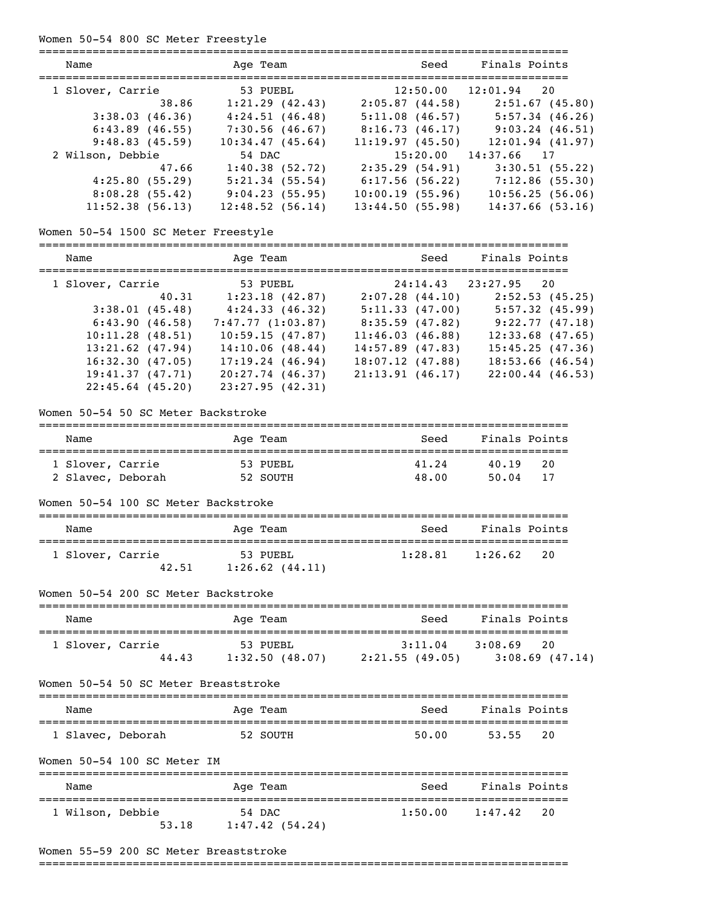Women 50-54 800 SC Meter Freestyle

| Name | Age | Team | Seed | Finals | Points |
|---|---|---|---|---|---|
| 1 Slover, Carrie | 53 | PUEBL | 12:50.00 | 12:01.94 | 20 |
| 38.86 | 1:21.29 (42.43) | 2:05.87 (44.58) | 2:51.67 (45.80) | | |
| 3:38.03 (46.36) | 4:24.51 (46.48) | 5:11.08 (46.57) | 5:57.34 (46.26) | | |
| 6:43.89 (46.55) | 7:30.56 (46.67) | 8:16.73 (46.17) | 9:03.24 (46.51) | | |
| 9:48.83 (45.59) | 10:34.47 (45.64) | 11:19.97 (45.50) | 12:01.94 (41.97) | | |
| 2 Wilson, Debbie | 54 | DAC | 15:20.00 | 14:37.66 | 17 |
| 47.66 | 1:40.38 (52.72) | 2:35.29 (54.91) | 3:30.51 (55.22) | | |
| 4:25.80 (55.29) | 5:21.34 (55.54) | 6:17.56 (56.22) | 7:12.86 (55.30) | | |
| 8:08.28 (55.42) | 9:04.23 (55.95) | 10:00.19 (55.96) | 10:56.25 (56.06) | | |
| 11:52.38 (56.13) | 12:48.52 (56.14) | 13:44.50 (55.98) | 14:37.66 (53.16) | | |

Women 50-54 1500 SC Meter Freestyle

| Name | Age | Team | Seed | Finals | Points |
|---|---|---|---|---|---|
| 1 Slover, Carrie | 53 | PUEBL | 24:14.43 | 23:27.95 | 20 |
| 40.31 | 1:23.18 (42.87) | 2:07.28 (44.10) | 2:52.53 (45.25) | | |
| 3:38.01 (45.48) | 4:24.33 (46.32) | 5:11.33 (47.00) | 5:57.32 (45.99) | | |
| 6:43.90 (46.58) | 7:47.77 (1:03.87) | 8:35.59 (47.82) | 9:22.77 (47.18) | | |
| 10:11.28 (48.51) | 10:59.15 (47.87) | 11:46.03 (46.88) | 12:33.68 (47.65) | | |
| 13:21.62 (47.94) | 14:10.06 (48.44) | 14:57.89 (47.83) | 15:45.25 (47.36) | | |
| 16:32.30 (47.05) | 17:19.24 (46.94) | 18:07.12 (47.88) | 18:53.66 (46.54) | | |
| 19:41.37 (47.71) | 20:27.74 (46.37) | 21:13.91 (46.17) | 22:00.44 (46.53) | | |
| 22:45.64 (45.20) | 23:27.95 (42.31) | | | | |

Women 50-54 50 SC Meter Backstroke

| Name | Age | Team | Seed | Finals | Points |
|---|---|---|---|---|---|
| 1 Slover, Carrie | 53 | PUEBL | 41.24 | 40.19 | 20 |
| 2 Slavec, Deborah | 52 | SOUTH | 48.00 | 50.04 | 17 |

Women 50-54 100 SC Meter Backstroke

| Name | Age | Team | Seed | Finals | Points |
|---|---|---|---|---|---|
| 1 Slover, Carrie | 53 | PUEBL | 1:28.81 | 1:26.62 | 20 |
| 42.51 | 1:26.62 (44.11) | | | | |

Women 50-54 200 SC Meter Backstroke

| Name | Age | Team | Seed | Finals | Points |
|---|---|---|---|---|---|
| 1 Slover, Carrie | 53 | PUEBL | 3:11.04 | 3:08.69 | 20 |
| 44.43 | 1:32.50 (48.07) | 2:21.55 (49.05) | 3:08.69 (47.14) | | |

Women 50-54 50 SC Meter Breaststroke

| Name | Age | Team | Seed | Finals | Points |
|---|---|---|---|---|---|
| 1 Slavec, Deborah | 52 | SOUTH | 50.00 | 53.55 | 20 |

Women 50-54 100 SC Meter IM

| Name | Age | Team | Seed | Finals | Points |
|---|---|---|---|---|---|
| 1 Wilson, Debbie | 54 | DAC | 1:50.00 | 1:47.42 | 20 |
| 53.18 | 1:47.42 (54.24) | | | | |

Women 55-59 200 SC Meter Breaststroke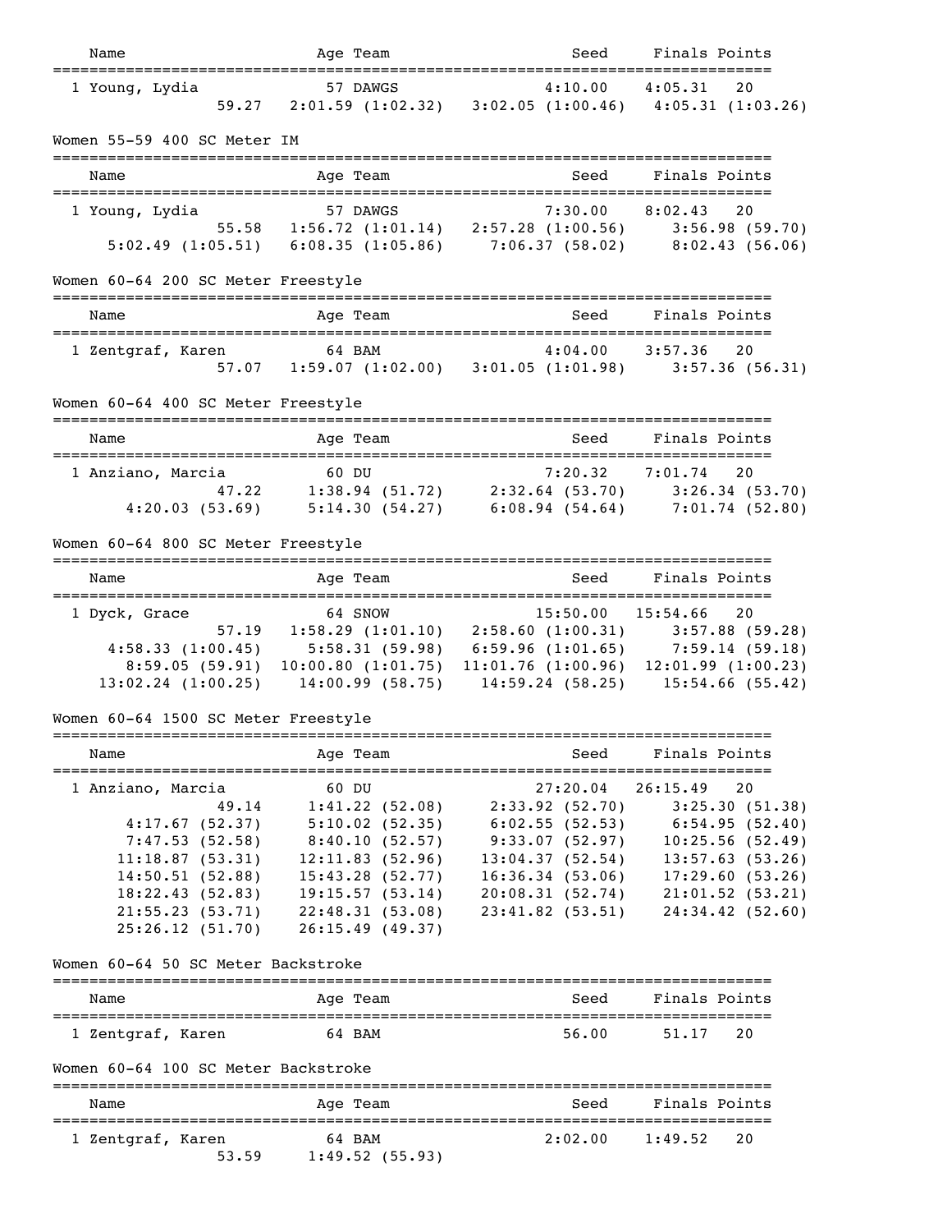| Name | Age | Team | Seed | Finals | Points |
|---|---|---|---|---|---|
| 1 Young, Lydia | 57 | DAWGS | 4:10.00 | 4:05.31 | 20 |

59.27  2:01.59 (1:02.32)  3:02.05 (1:00.46)  4:05.31 (1:03.26)

## Women 55-59 400 SC Meter IM

| Name | Age | Team | Seed | Finals | Points |
|---|---|---|---|---|---|
| 1 Young, Lydia | 57 | DAWGS | 7:30.00 | 8:02.43 | 20 |

55.58  1:56.72 (1:01.14)  2:57.28 (1:00.56)  3:56.98 (59.70)
5:02.49 (1:05.51)  6:08.35 (1:05.86)  7:06.37 (58.02)  8:02.43 (56.06)

## Women 60-64 200 SC Meter Freestyle

| Name | Age | Team | Seed | Finals | Points |
|---|---|---|---|---|---|
| 1 Zentgraf, Karen | 64 | BAM | 4:04.00 | 3:57.36 | 20 |

57.07  1:59.07 (1:02.00)  3:01.05 (1:01.98)  3:57.36 (56.31)

## Women 60-64 400 SC Meter Freestyle

| Name | Age | Team | Seed | Finals | Points |
|---|---|---|---|---|---|
| 1 Anziano, Marcia | 60 | DU | 7:20.32 | 7:01.74 | 20 |

47.22  1:38.94 (51.72)  2:32.64 (53.70)  3:26.34 (53.70)
4:20.03 (53.69)  5:14.30 (54.27)  6:08.94 (54.64)  7:01.74 (52.80)

## Women 60-64 800 SC Meter Freestyle

| Name | Age | Team | Seed | Finals | Points |
|---|---|---|---|---|---|
| 1 Dyck, Grace | 64 | SNOW | 15:50.00 | 15:54.66 | 20 |

57.19  1:58.29 (1:01.10)  2:58.60 (1:00.31)  3:57.88 (59.28)
4:58.33 (1:00.45)  5:58.31 (59.98)  6:59.96 (1:01.65)  7:59.14 (59.18)
8:59.05 (59.91)  10:00.80 (1:01.75)  11:01.76 (1:00.96)  12:01.99 (1:00.23)
13:02.24 (1:00.25)  14:00.99 (58.75)  14:59.24 (58.25)  15:54.66 (55.42)

## Women 60-64 1500 SC Meter Freestyle

| Name | Age | Team | Seed | Finals | Points |
|---|---|---|---|---|---|
| 1 Anziano, Marcia | 60 | DU | 27:20.04 | 26:15.49 | 20 |

49.14  1:41.22 (52.08)  2:33.92 (52.70)  3:25.30 (51.38)
4:17.67 (52.37)  5:10.02 (52.35)  6:02.55 (52.53)  6:54.95 (52.40)
7:47.53 (52.58)  8:40.10 (52.57)  9:33.07 (52.97)  10:25.56 (52.49)
11:18.87 (53.31)  12:11.83 (52.96)  13:04.37 (52.54)  13:57.63 (53.26)
14:50.51 (52.88)  15:43.28 (52.77)  16:36.34 (53.06)  17:29.60 (53.26)
18:22.43 (52.83)  19:15.57 (53.14)  20:08.31 (52.74)  21:01.52 (53.21)
21:55.23 (53.71)  22:48.31 (53.08)  23:41.82 (53.51)  24:34.42 (52.60)
25:26.12 (51.70)  26:15.49 (49.37)

## Women 60-64 50 SC Meter Backstroke

| Name | Age | Team | Seed | Finals | Points |
|---|---|---|---|---|---|
| 1 Zentgraf, Karen | 64 | BAM | 56.00 | 51.17 | 20 |

## Women 60-64 100 SC Meter Backstroke

| Name | Age | Team | Seed | Finals | Points |
|---|---|---|---|---|---|
| 1 Zentgraf, Karen | 64 | BAM | 2:02.00 | 1:49.52 | 20 |

53.59  1:49.52 (55.93)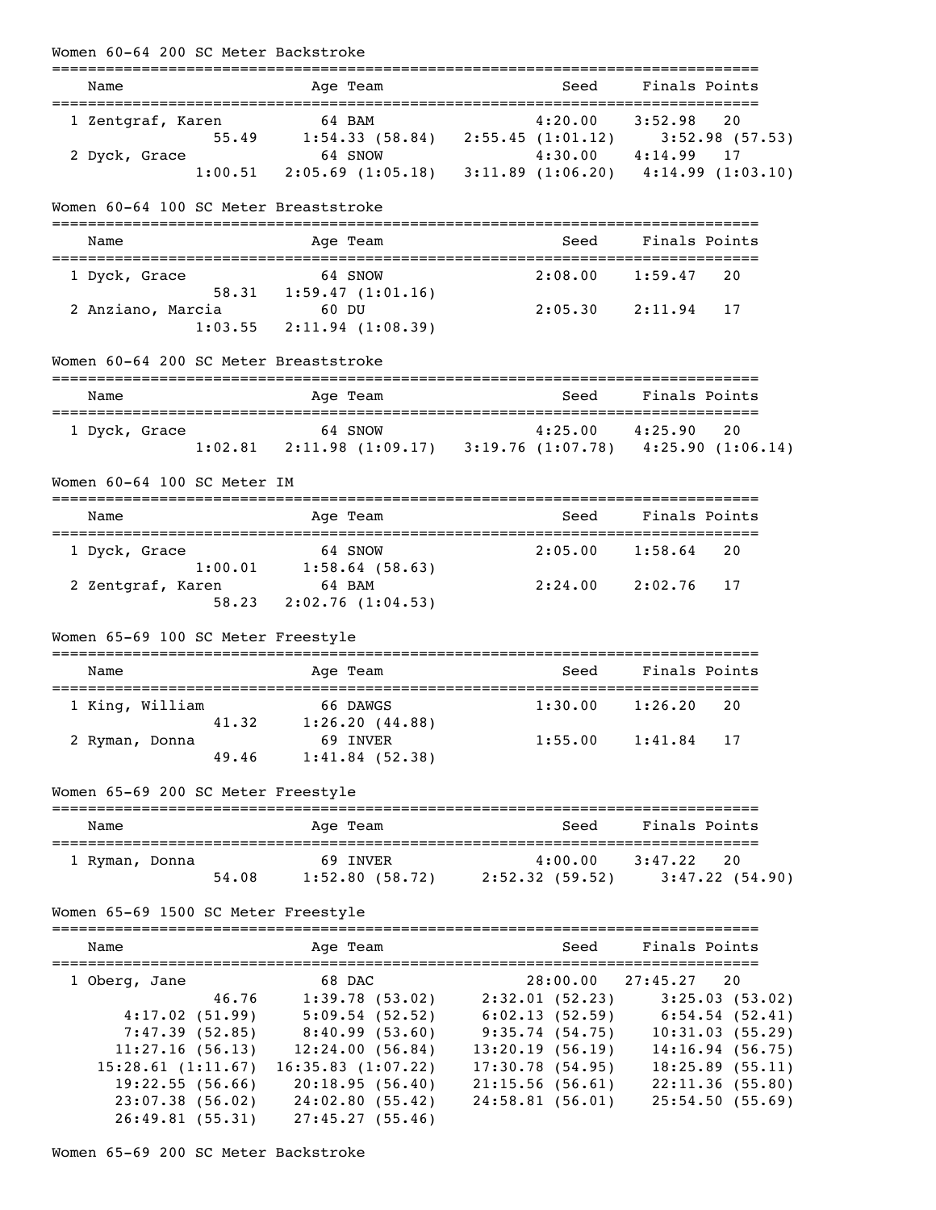Women 60-64 200 SC Meter Backstroke

```
===============================================================================
    Name                    Age Team                    Seed     Finals Points
===============================================================================
  1 Zentgraf, Karen          64 BAM                  4:20.00    3:52.98   20
              55.49     1:54.33 (58.84)   2:55.45 (1:01.12)     3:52.98 (57.53)
  2 Dyck, Grace              64 SNOW                 4:30.00    4:14.99   17
            1:00.51   2:05.69 (1:05.18)   3:11.89 (1:06.20)   4:14.99 (1:03.10)
```

Women 60-64 100 SC Meter Breaststroke

```
===============================================================================
    Name                    Age Team                    Seed     Finals Points
===============================================================================
  1 Dyck, Grace              64 SNOW                 2:08.00    1:59.47   20
              58.31   1:59.47 (1:01.16)
  2 Anziano, Marcia          60 DU                   2:05.30    2:11.94   17
            1:03.55   2:11.94 (1:08.39)
```

Women 60-64 200 SC Meter Breaststroke

```
===============================================================================
    Name                    Age Team                    Seed     Finals Points
===============================================================================
  1 Dyck, Grace              64 SNOW                 4:25.00    4:25.90   20
            1:02.81   2:11.98 (1:09.17)   3:19.76 (1:07.78)   4:25.90 (1:06.14)
```

Women 60-64 100 SC Meter IM

```
===============================================================================
    Name                    Age Team                    Seed     Finals Points
===============================================================================
  1 Dyck, Grace              64 SNOW                 2:05.00    1:58.64   20
            1:00.01     1:58.64 (58.63)
  2 Zentgraf, Karen          64 BAM                  2:24.00    2:02.76   17
              58.23   2:02.76 (1:04.53)
```

Women 65-69 100 SC Meter Freestyle

```
===============================================================================
    Name                    Age Team                    Seed     Finals Points
===============================================================================
  1 King, William            66 DAWGS                1:30.00    1:26.20   20
              41.32     1:26.20 (44.88)
  2 Ryman, Donna             69 INVER                1:55.00    1:41.84   17
              49.46     1:41.84 (52.38)
```

Women 65-69 200 SC Meter Freestyle

```
===============================================================================
    Name                    Age Team                    Seed     Finals Points
===============================================================================
  1 Ryman, Donna             69 INVER                4:00.00    3:47.22   20
              54.08     1:52.80 (58.72)     2:52.32 (59.52)     3:47.22 (54.90)
```

Women 65-69 1500 SC Meter Freestyle

```
===============================================================================
    Name                    Age Team                    Seed     Finals Points
===============================================================================
  1 Oberg, Jane              68 DAC                 28:00.00   27:45.27   20
              46.76     1:39.78 (53.02)     2:32.01 (52.23)     3:25.03 (53.02)
        4:17.02 (51.99)     5:09.54 (52.52)     6:02.13 (52.59)     6:54.54 (52.41)
        7:47.39 (52.85)     8:40.99 (53.60)     9:35.74 (54.75)    10:31.03 (55.29)
       11:27.16 (56.13)    12:24.00 (56.84)    13:20.19 (56.19)    14:16.94 (56.75)
     15:28.61 (1:11.67)  16:35.83 (1:07.22)    17:30.78 (54.95)    18:25.89 (55.11)
       19:22.55 (56.66)    20:18.95 (56.40)    21:15.56 (56.61)    22:11.36 (55.80)
       23:07.38 (56.02)    24:02.80 (55.42)    24:58.81 (56.01)    25:54.50 (55.69)
       26:49.81 (55.31)    27:45.27 (55.46)
```

Women 65-69 200 SC Meter Backstroke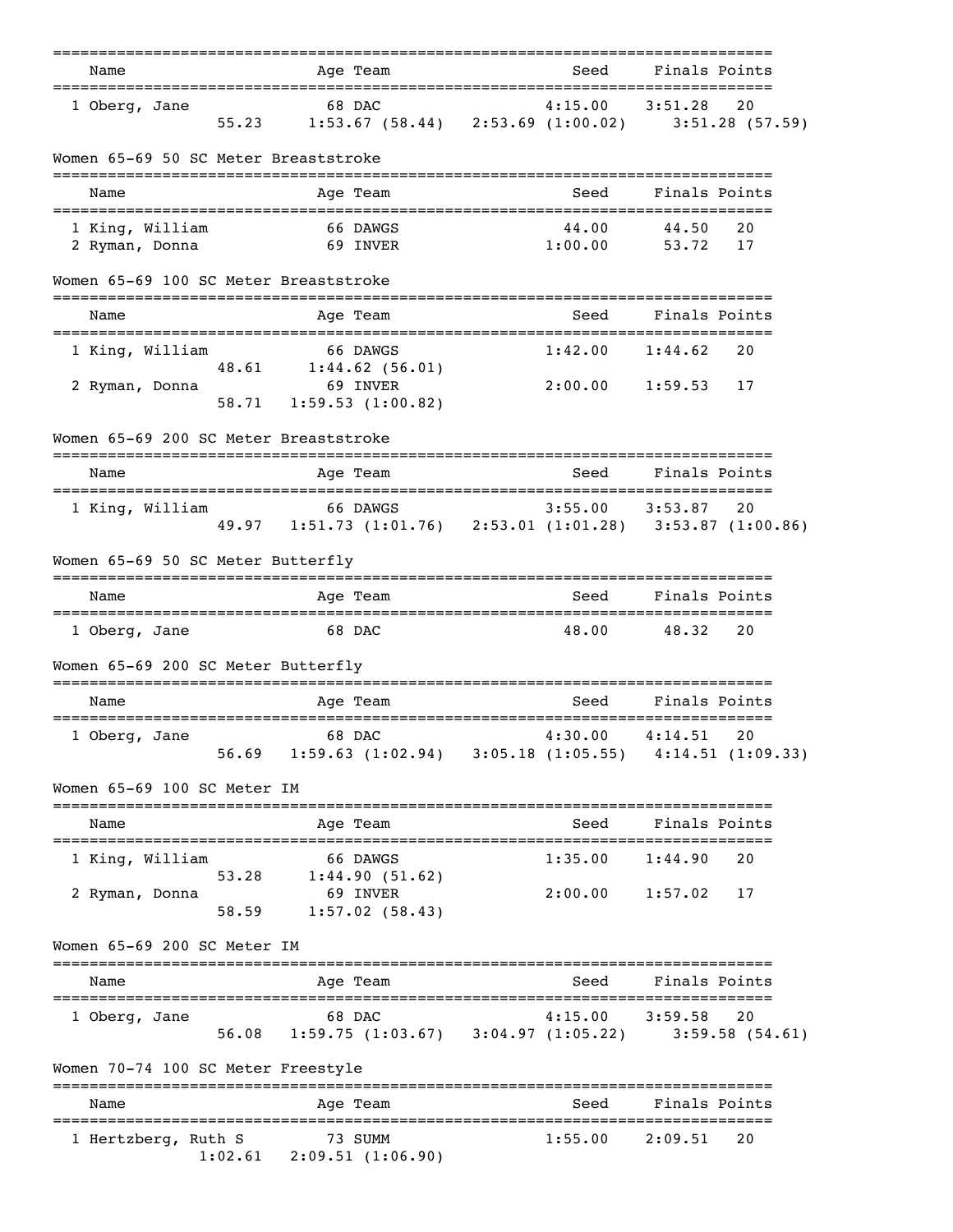| Name | Age | Team | Seed | Finals | Points |
|---|---|---|---|---|---|
| 1 Oberg, Jane | 68 | DAC | 4:15.00 | 3:51.28 | 20 |
| 55.23 | 1:53.67 (58.44) | 2:53.69 (1:00.02) | 3:51.28 (57.59) | | |

## Women 65-69 50 SC Meter Breaststroke

| Name | Age | Team | Seed | Finals | Points |
|---|---|---|---|---|---|
| 1 King, William | 66 | DAWGS | 44.00 | 44.50 | 20 |
| 2 Ryman, Donna | 69 | INVER | 1:00.00 | 53.72 | 17 |

## Women 65-69 100 SC Meter Breaststroke

| Name | Age | Team | Seed | Finals | Points |
|---|---|---|---|---|---|
| 1 King, William | 66 | DAWGS | 1:42.00 | 1:44.62 | 20 |
| 48.61 | 1:44.62 (56.01) | | | | |
| 2 Ryman, Donna | 69 | INVER | 2:00.00 | 1:59.53 | 17 |
| 58.71 | 1:59.53 (1:00.82) | | | | |

## Women 65-69 200 SC Meter Breaststroke

| Name | Age | Team | Seed | Finals | Points |
|---|---|---|---|---|---|
| 1 King, William | 66 | DAWGS | 3:55.00 | 3:53.87 | 20 |
| 49.97 | 1:51.73 (1:01.76) | 2:53.01 (1:01.28) | 3:53.87 (1:00.86) | | |

## Women 65-69 50 SC Meter Butterfly

| Name | Age | Team | Seed | Finals | Points |
|---|---|---|---|---|---|
| 1 Oberg, Jane | 68 | DAC | 48.00 | 48.32 | 20 |

## Women 65-69 200 SC Meter Butterfly

| Name | Age | Team | Seed | Finals | Points |
|---|---|---|---|---|---|
| 1 Oberg, Jane | 68 | DAC | 4:30.00 | 4:14.51 | 20 |
| 56.69 | 1:59.63 (1:02.94) | 3:05.18 (1:05.55) | 4:14.51 (1:09.33) | | |

## Women 65-69 100 SC Meter IM

| Name | Age | Team | Seed | Finals | Points |
|---|---|---|---|---|---|
| 1 King, William | 66 | DAWGS | 1:35.00 | 1:44.90 | 20 |
| 53.28 | 1:44.90 (51.62) | | | | |
| 2 Ryman, Donna | 69 | INVER | 2:00.00 | 1:57.02 | 17 |
| 58.59 | 1:57.02 (58.43) | | | | |

## Women 65-69 200 SC Meter IM

| Name | Age | Team | Seed | Finals | Points |
|---|---|---|---|---|---|
| 1 Oberg, Jane | 68 | DAC | 4:15.00 | 3:59.58 | 20 |
| 56.08 | 1:59.75 (1:03.67) | 3:04.97 (1:05.22) | 3:59.58 (54.61) | | |

## Women 70-74 100 SC Meter Freestyle

| Name | Age | Team | Seed | Finals | Points |
|---|---|---|---|---|---|
| 1 Hertzberg, Ruth S | 73 | SUMM | 1:55.00 | 2:09.51 | 20 |
| 1:02.61 | 2:09.51 (1:06.90) | | | | |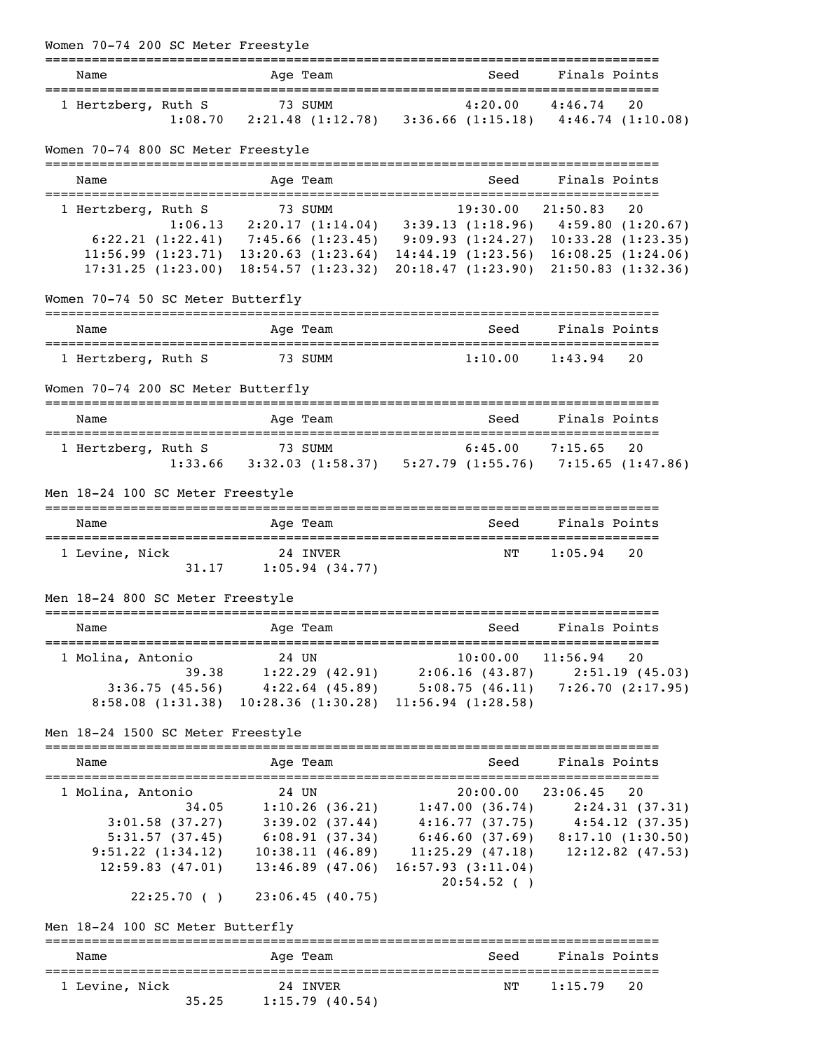## Women 70-74 200 SC Meter Freestyle

| | Name | Age | Team | Seed | Finals | Points |
|---|---|---|---|---|---|---|
| 1 | Hertzberg, Ruth S | 73 | SUMM | 4:20.00 | 4:46.74 | 20 |

Splits: 1:08.70, 2:21.48 (1:12.78), 3:36.66 (1:15.18), 4:46.74 (1:10.08)

## Women 70-74 800 SC Meter Freestyle

| | Name | Age | Team | Seed | Finals | Points |
|---|---|---|---|---|---|---|
| 1 | Hertzberg, Ruth S | 73 | SUMM | 19:30.00 | 21:50.83 | 20 |

Splits: 1:06.13, 2:20.17 (1:14.04), 3:39.13 (1:18.96), 4:59.80 (1:20.67), 6:22.21 (1:22.41), 7:45.66 (1:23.45), 9:09.93 (1:24.27), 10:33.28 (1:23.35), 11:56.99 (1:23.71), 13:20.63 (1:23.64), 14:44.19 (1:23.56), 16:08.25 (1:24.06), 17:31.25 (1:23.00), 18:54.57 (1:23.32), 20:18.47 (1:23.90), 21:50.83 (1:32.36)

## Women 70-74 50 SC Meter Butterfly

| | Name | Age | Team | Seed | Finals | Points |
|---|---|---|---|---|---|---|
| 1 | Hertzberg, Ruth S | 73 | SUMM | 1:10.00 | 1:43.94 | 20 |

## Women 70-74 200 SC Meter Butterfly

| | Name | Age | Team | Seed | Finals | Points |
|---|---|---|---|---|---|---|
| 1 | Hertzberg, Ruth S | 73 | SUMM | 6:45.00 | 7:15.65 | 20 |

Splits: 1:33.66, 3:32.03 (1:58.37), 5:27.79 (1:55.76), 7:15.65 (1:47.86)

## Men 18-24 100 SC Meter Freestyle

| | Name | Age | Team | Seed | Finals | Points |
|---|---|---|---|---|---|---|
| 1 | Levine, Nick | 24 | INVER | NT | 1:05.94 | 20 |

Splits: 31.17, 1:05.94 (34.77)

## Men 18-24 800 SC Meter Freestyle

| | Name | Age | Team | Seed | Finals | Points |
|---|---|---|---|---|---|---|
| 1 | Molina, Antonio | 24 | UN | 10:00.00 | 11:56.94 | 20 |

Splits: 39.38, 1:22.29 (42.91), 2:06.16 (43.87), 2:51.19 (45.03), 3:36.75 (45.56), 4:22.64 (45.89), 5:08.75 (46.11), 7:26.70 (2:17.95), 8:58.08 (1:31.38), 10:28.36 (1:30.28), 11:56.94 (1:28.58)

## Men 18-24 1500 SC Meter Freestyle

| | Name | Age | Team | Seed | Finals | Points |
|---|---|---|---|---|---|---|
| 1 | Molina, Antonio | 24 | UN | 20:00.00 | 23:06.45 | 20 |

Splits: 34.05, 1:10.26 (36.21), 1:47.00 (36.74), 2:24.31 (37.31), 3:01.58 (37.27), 3:39.02 (37.44), 4:16.77 (37.75), 4:54.12 (37.35), 5:31.57 (37.45), 6:08.91 (37.34), 6:46.60 (37.69), 8:17.10 (1:30.50), 9:51.22 (1:34.12), 10:38.11 (46.89), 11:25.29 (47.18), 12:12.82 (47.53), 12:59.83 (47.01), 13:46.89 (47.06), 16:57.93 (3:11.04), 20:54.52 ( ), 22:25.70 ( ), 23:06.45 (40.75)

## Men 18-24 100 SC Meter Butterfly

| | Name | Age | Team | Seed | Finals | Points |
|---|---|---|---|---|---|---|
| 1 | Levine, Nick | 24 | INVER | NT | 1:15.79 | 20 |

Splits: 35.25, 1:15.79 (40.54)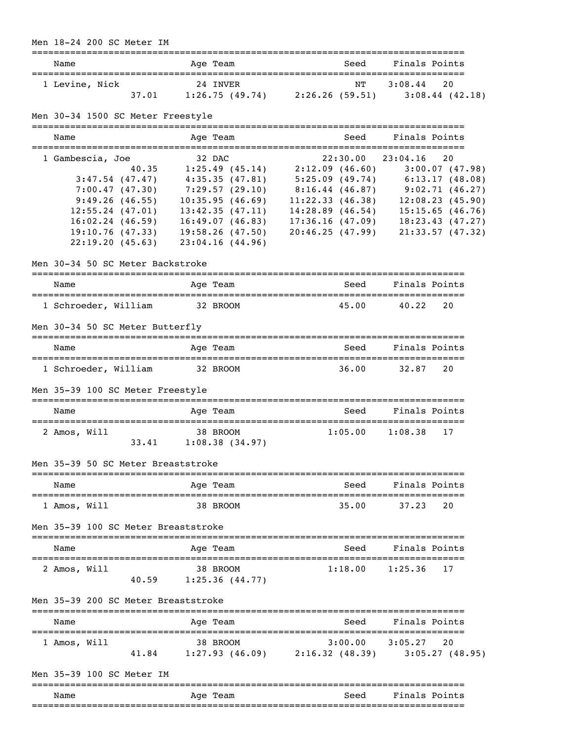## Men 18-24 200 SC Meter IM

| Name | Age | Team | Seed | Finals | Points |
|---|---|---|---|---|---|
| 1 Levine, Nick | 24 | INVER | NT | 3:08.44 | 20 |

37.01 1:26.75 (49.74) 2:26.26 (59.51) 3:08.44 (42.18)

## Men 30-34 1500 SC Meter Freestyle

| Name | Age | Team | Seed | Finals | Points |
|---|---|---|---|---|---|
| 1 Gambescia, Joe | 32 | DAC | 22:30.00 | 23:04.16 | 20 |

40.35 1:25.49 (45.14) 2:12.09 (46.60) 3:00.07 (47.98)
3:47.54 (47.47) 4:35.35 (47.81) 5:25.09 (49.74) 6:13.17 (48.08)
7:00.47 (47.30) 7:29.57 (29.10) 8:16.44 (46.87) 9:02.71 (46.27)
9:49.26 (46.55) 10:35.95 (46.69) 11:22.33 (46.38) 12:08.23 (45.90)
12:55.24 (47.01) 13:42.35 (47.11) 14:28.89 (46.54) 15:15.65 (46.76)
16:02.24 (46.59) 16:49.07 (46.83) 17:36.16 (47.09) 18:23.43 (47.27)
19:10.76 (47.33) 19:58.26 (47.50) 20:46.25 (47.99) 21:33.57 (47.32)
22:19.20 (45.63) 23:04.16 (44.96)

## Men 30-34 50 SC Meter Backstroke

| Name | Age | Team | Seed | Finals | Points |
|---|---|---|---|---|---|
| 1 Schroeder, William | 32 | BROOM | 45.00 | 40.22 | 20 |

## Men 30-34 50 SC Meter Butterfly

| Name | Age | Team | Seed | Finals | Points |
|---|---|---|---|---|---|
| 1 Schroeder, William | 32 | BROOM | 36.00 | 32.87 | 20 |

## Men 35-39 100 SC Meter Freestyle

| Name | Age | Team | Seed | Finals | Points |
|---|---|---|---|---|---|
| 2 Amos, Will | 38 | BROOM | 1:05.00 | 1:08.38 | 17 |

33.41 1:08.38 (34.97)

## Men 35-39 50 SC Meter Breaststroke

| Name | Age | Team | Seed | Finals | Points |
|---|---|---|---|---|---|
| 1 Amos, Will | 38 | BROOM | 35.00 | 37.23 | 20 |

## Men 35-39 100 SC Meter Breaststroke

| Name | Age | Team | Seed | Finals | Points |
|---|---|---|---|---|---|
| 2 Amos, Will | 38 | BROOM | 1:18.00 | 1:25.36 | 17 |

40.59 1:25.36 (44.77)

## Men 35-39 200 SC Meter Breaststroke

| Name | Age | Team | Seed | Finals | Points |
|---|---|---|---|---|---|
| 1 Amos, Will | 38 | BROOM | 3:00.00 | 3:05.27 | 20 |

41.84 1:27.93 (46.09) 2:16.32 (48.39) 3:05.27 (48.95)

## Men 35-39 100 SC Meter IM

| Name | Age | Team | Seed | Finals | Points |
|---|---|---|---|---|---|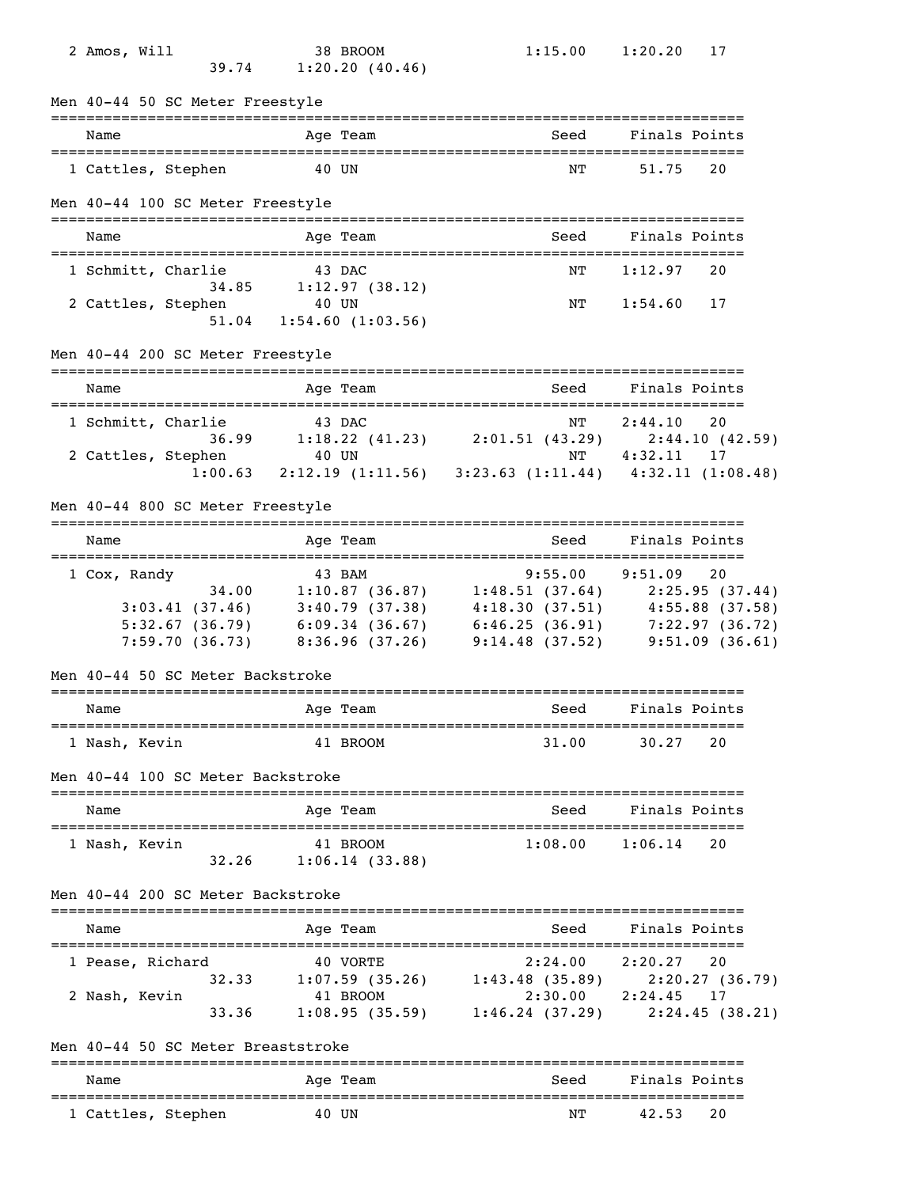| Place | Name | Age | Team | Seed | Finals | Points |
|---|---|---|---|---|---|---|
| 2 | Amos, Will | 38 | BROOM | 1:15.00 | 1:20.20 | 17 |
| | 39.74 1:20.20 (40.46) | | | | | |

## Men 40-44 50 SC Meter Freestyle

| Place | Name | Age | Team | Seed | Finals | Points |
|---|---|---|---|---|---|---|
| 1 | Cattles, Stephen | 40 | UN | NT | 51.75 | 20 |

## Men 40-44 100 SC Meter Freestyle

| Place | Name | Age | Team | Seed | Finals | Points |
|---|---|---|---|---|---|---|
| 1 | Schmitt, Charlie | 43 | DAC | NT | 1:12.97 | 20 |
| | 34.85 1:12.97 (38.12) | | | | | |
| 2 | Cattles, Stephen | 40 | UN | NT | 1:54.60 | 17 |
| | 51.04 1:54.60 (1:03.56) | | | | | |

## Men 40-44 200 SC Meter Freestyle

| Place | Name | Age | Team | Seed | Finals | Points |
|---|---|---|---|---|---|---|
| 1 | Schmitt, Charlie | 43 | DAC | NT | 2:44.10 | 20 |
| | 36.99 1:18.22 (41.23) 2:01.51 (43.29) 2:44.10 (42.59) | | | | | |
| 2 | Cattles, Stephen | 40 | UN | NT | 4:32.11 | 17 |
| | 1:00.63 2:12.19 (1:11.56) 3:23.63 (1:11.44) 4:32.11 (1:08.48) | | | | | |

## Men 40-44 800 SC Meter Freestyle

| Place | Name | Age | Team | Seed | Finals | Points |
|---|---|---|---|---|---|---|
| 1 | Cox, Randy | 43 | BAM | 9:55.00 | 9:51.09 | 20 |
| | 34.00 1:10.87 (36.87) 1:48.51 (37.64) 2:25.95 (37.44) | | | | | |
| | 3:03.41 (37.46) 3:40.79 (37.38) 4:18.30 (37.51) 4:55.88 (37.58) | | | | | |
| | 5:32.67 (36.79) 6:09.34 (36.67) 6:46.25 (36.91) 7:22.97 (36.72) | | | | | |
| | 7:59.70 (36.73) 8:36.96 (37.26) 9:14.48 (37.52) 9:51.09 (36.61) | | | | | |

## Men 40-44 50 SC Meter Backstroke

| Place | Name | Age | Team | Seed | Finals | Points |
|---|---|---|---|---|---|---|
| 1 | Nash, Kevin | 41 | BROOM | 31.00 | 30.27 | 20 |

## Men 40-44 100 SC Meter Backstroke

| Place | Name | Age | Team | Seed | Finals | Points |
|---|---|---|---|---|---|---|
| 1 | Nash, Kevin | 41 | BROOM | 1:08.00 | 1:06.14 | 20 |
| | 32.26 1:06.14 (33.88) | | | | | |

## Men 40-44 200 SC Meter Backstroke

| Place | Name | Age | Team | Seed | Finals | Points |
|---|---|---|---|---|---|---|
| 1 | Pease, Richard | 40 | VORTE | 2:24.00 | 2:20.27 | 20 |
| | 32.33 1:07.59 (35.26) 1:43.48 (35.89) 2:20.27 (36.79) | | | | | |
| 2 | Nash, Kevin | 41 | BROOM | 2:30.00 | 2:24.45 | 17 |
| | 33.36 1:08.95 (35.59) 1:46.24 (37.29) 2:24.45 (38.21) | | | | | |

## Men 40-44 50 SC Meter Breaststroke

| Place | Name | Age | Team | Seed | Finals | Points |
|---|---|---|---|---|---|---|
| 1 | Cattles, Stephen | 40 | UN | NT | 42.53 | 20 |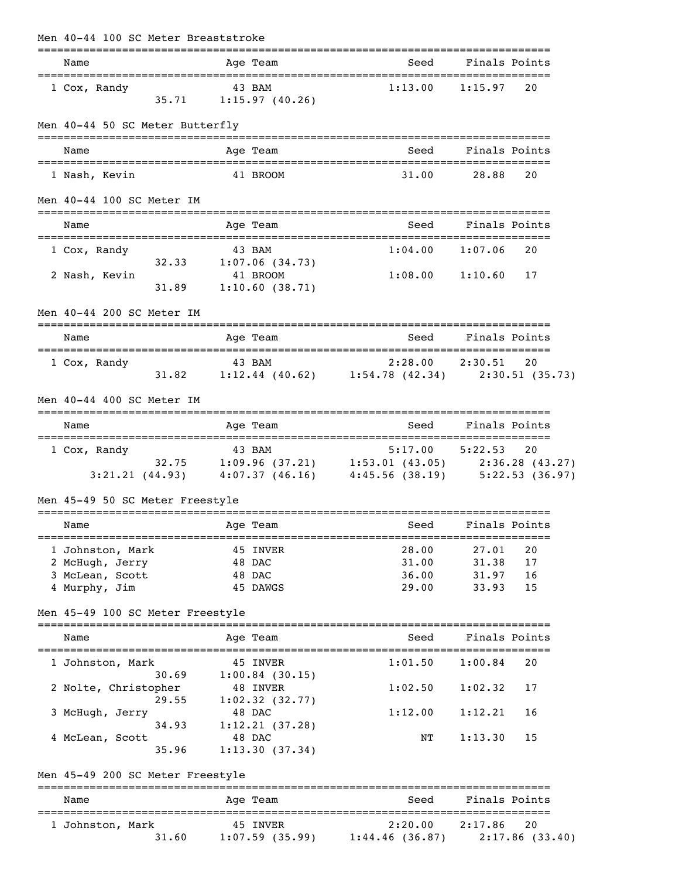## Men 40-44 100 SC Meter Breaststroke

| Name | Age | Team | Seed | Finals | Points |
|---|---|---|---|---|---|
| 1 Cox, Randy | 43 | BAM | 1:13.00 | 1:15.97 | 20 |
| 35.71 | 1:15.97 (40.26) | | | | |

## Men 40-44 50 SC Meter Butterfly

| Name | Age | Team | Seed | Finals | Points |
|---|---|---|---|---|---|
| 1 Nash, Kevin | 41 | BROOM | 31.00 | 28.88 | 20 |

## Men 40-44 100 SC Meter IM

| Name | Age | Team | Seed | Finals | Points |
|---|---|---|---|---|---|
| 1 Cox, Randy | 43 | BAM | 1:04.00 | 1:07.06 | 20 |
| 32.33 | 1:07.06 (34.73) | | | | |
| 2 Nash, Kevin | 41 | BROOM | 1:08.00 | 1:10.60 | 17 |
| 31.89 | 1:10.60 (38.71) | | | | |

## Men 40-44 200 SC Meter IM

| Name | Age | Team | Seed | Finals | Points |
|---|---|---|---|---|---|
| 1 Cox, Randy | 43 | BAM | 2:28.00 | 2:30.51 | 20 |
| 31.82 | 1:12.44 (40.62) | 1:54.78 (42.34) | 2:30.51 (35.73) | | |

## Men 40-44 400 SC Meter IM

| Name | Age | Team | Seed | Finals | Points |
|---|---|---|---|---|---|
| 1 Cox, Randy | 43 | BAM | 5:17.00 | 5:22.53 | 20 |
| 32.75 | 1:09.96 (37.21) | 1:53.01 (43.05) | 2:36.28 (43.27) | | |
| 3:21.21 (44.93) | 4:07.37 (46.16) | 4:45.56 (38.19) | 5:22.53 (36.97) | | |

## Men 45-49 50 SC Meter Freestyle

| Name | Age | Team | Seed | Finals | Points |
|---|---|---|---|---|---|
| 1 Johnston, Mark | 45 | INVER | 28.00 | 27.01 | 20 |
| 2 McHugh, Jerry | 48 | DAC | 31.00 | 31.38 | 17 |
| 3 McLean, Scott | 48 | DAC | 36.00 | 31.97 | 16 |
| 4 Murphy, Jim | 45 | DAWGS | 29.00 | 33.93 | 15 |

## Men 45-49 100 SC Meter Freestyle

| Name | Age | Team | Seed | Finals | Points |
|---|---|---|---|---|---|
| 1 Johnston, Mark | 45 | INVER | 1:01.50 | 1:00.84 | 20 |
| 30.69 | 1:00.84 (30.15) | | | | |
| 2 Nolte, Christopher | 48 | INVER | 1:02.50 | 1:02.32 | 17 |
| 29.55 | 1:02.32 (32.77) | | | | |
| 3 McHugh, Jerry | 48 | DAC | 1:12.00 | 1:12.21 | 16 |
| 34.93 | 1:12.21 (37.28) | | | | |
| 4 McLean, Scott | 48 | DAC | NT | 1:13.30 | 15 |
| 35.96 | 1:13.30 (37.34) | | | | |

## Men 45-49 200 SC Meter Freestyle

| Name | Age | Team | Seed | Finals | Points |
|---|---|---|---|---|---|
| 1 Johnston, Mark | 45 | INVER | 2:20.00 | 2:17.86 | 20 |
| 31.60 | 1:07.59 (35.99) | 1:44.46 (36.87) | 2:17.86 (33.40) | | |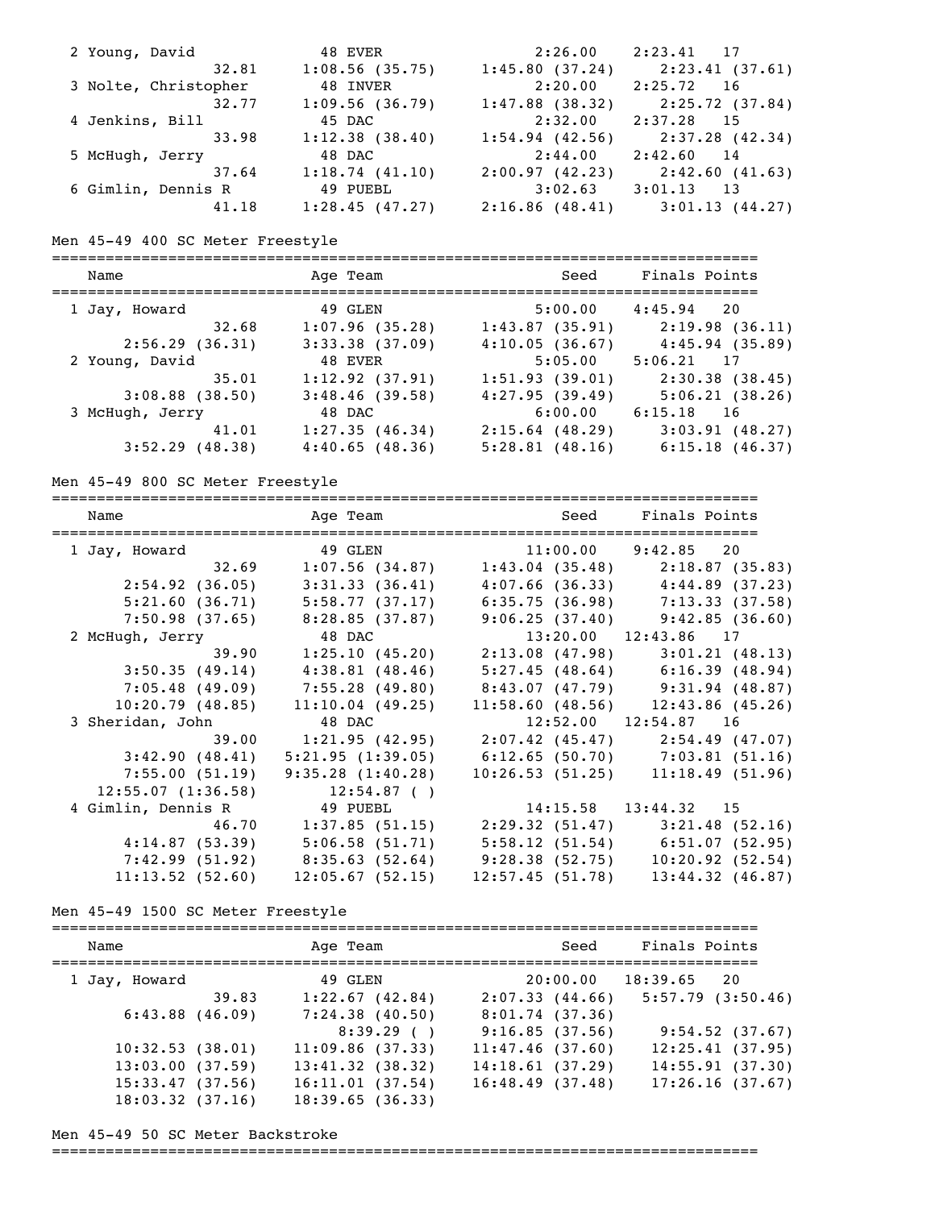```
  2 Young, David            48 EVER                2:26.00    2:23.41   17
                  32.81     1:08.56 (35.75)     1:45.80 (37.24)     2:23.41 (37.61)
  3 Nolte, Christopher      48 INVER               2:20.00    2:25.72   16
                  32.77     1:09.56 (36.79)     1:47.88 (38.32)     2:25.72 (37.84)
  4 Jenkins, Bill           45 DAC                 2:32.00    2:37.28   15
                  33.98     1:12.38 (38.40)     1:54.94 (42.56)     2:37.28 (42.34)
  5 McHugh, Jerry           48 DAC                 2:44.00    2:42.60   14
                  37.64     1:18.74 (41.10)     2:00.97 (42.23)     2:42.60 (41.63)
  6 Gimlin, Dennis R        49 PUEBL               3:02.63    3:01.13   13
                  41.18     1:28.45 (47.27)     2:16.86 (48.41)     3:01.13 (44.27)
```

Men 45-49 400 SC Meter Freestyle

```
===============================================================================
    Name                    Age Team                  Seed     Finals Points
===============================================================================
  1 Jay, Howard             49 GLEN                5:00.00    4:45.94   20
                  32.68     1:07.96 (35.28)     1:43.87 (35.91)     2:19.98 (36.11)
        2:56.29 (36.31)     3:33.38 (37.09)     4:10.05 (36.67)     4:45.94 (35.89)
  2 Young, David            48 EVER                5:05.00    5:06.21   17
                  35.01     1:12.92 (37.91)     1:51.93 (39.01)     2:30.38 (38.45)
        3:08.88 (38.50)     3:48.46 (39.58)     4:27.95 (39.49)     5:06.21 (38.26)
  3 McHugh, Jerry           48 DAC                 6:00.00    6:15.18   16
                  41.01     1:27.35 (46.34)     2:15.64 (48.29)     3:03.91 (48.27)
        3:52.29 (48.38)     4:40.65 (48.36)     5:28.81 (48.16)     6:15.18 (46.37)
```

Men 45-49 800 SC Meter Freestyle

```
===============================================================================
    Name                    Age Team                  Seed     Finals Points
===============================================================================
  1 Jay, Howard             49 GLEN               11:00.00    9:42.85   20
                  32.69     1:07.56 (34.87)     1:43.04 (35.48)     2:18.87 (35.83)
        2:54.92 (36.05)     3:31.33 (36.41)     4:07.66 (36.33)     4:44.89 (37.23)
        5:21.60 (36.71)     5:58.77 (37.17)     6:35.75 (36.98)     7:13.33 (37.58)
        7:50.98 (37.65)     8:28.85 (37.87)     9:06.25 (37.40)     9:42.85 (36.60)
  2 McHugh, Jerry           48 DAC                13:20.00   12:43.86   17
                  39.90     1:25.10 (45.20)     2:13.08 (47.98)     3:01.21 (48.13)
        3:50.35 (49.14)     4:38.81 (48.46)     5:27.45 (48.64)     6:16.39 (48.94)
        7:05.48 (49.09)     7:55.28 (49.80)     8:43.07 (47.79)     9:31.94 (48.87)
       10:20.79 (48.85)    11:10.04 (49.25)    11:58.60 (48.56)    12:43.86 (45.26)
  3 Sheridan, John          48 DAC                12:52.00   12:54.87   16
                  39.00     1:21.95 (42.95)     2:07.42 (45.47)     2:54.49 (47.07)
        3:42.90 (48.41)   5:21.95 (1:39.05)     6:12.65 (50.70)     7:03.81 (51.16)
        7:55.00 (51.19)   9:35.28 (1:40.28)    10:26.53 (51.25)    11:18.49 (51.96)
     12:55.07 (1:36.58)       12:54.87 ( )
  4 Gimlin, Dennis R        49 PUEBL              14:15.58   13:44.32   15
                  46.70     1:37.85 (51.15)     2:29.32 (51.47)     3:21.48 (52.16)
        4:14.87 (53.39)     5:06.58 (51.71)     5:58.12 (51.54)     6:51.07 (52.95)
        7:42.99 (51.92)     8:35.63 (52.64)     9:28.38 (52.75)    10:20.92 (52.54)
       11:13.52 (52.60)    12:05.67 (52.15)    12:57.45 (51.78)    13:44.32 (46.87)
```

Men 45-49 1500 SC Meter Freestyle

```
===============================================================================
    Name                    Age Team                  Seed     Finals Points
===============================================================================
  1 Jay, Howard             49 GLEN               20:00.00   18:39.65   20
                  39.83     1:22.67 (42.84)     2:07.33 (44.66)   5:57.79 (3:50.46)
        6:43.88 (46.09)     7:24.38 (40.50)     8:01.74 (37.36)
                              8:39.29 ( )       9:16.85 (37.56)     9:54.52 (37.67)
       10:32.53 (38.01)    11:09.86 (37.33)    11:47.46 (37.60)    12:25.41 (37.95)
       13:03.00 (37.59)    13:41.32 (38.32)    14:18.61 (37.29)    14:55.91 (37.30)
       15:33.47 (37.56)    16:11.01 (37.54)    16:48.49 (37.48)    17:26.16 (37.67)
       18:03.32 (37.16)    18:39.65 (36.33)
```

Men 45-49 50 SC Meter Backstroke

```
===============================================================================
```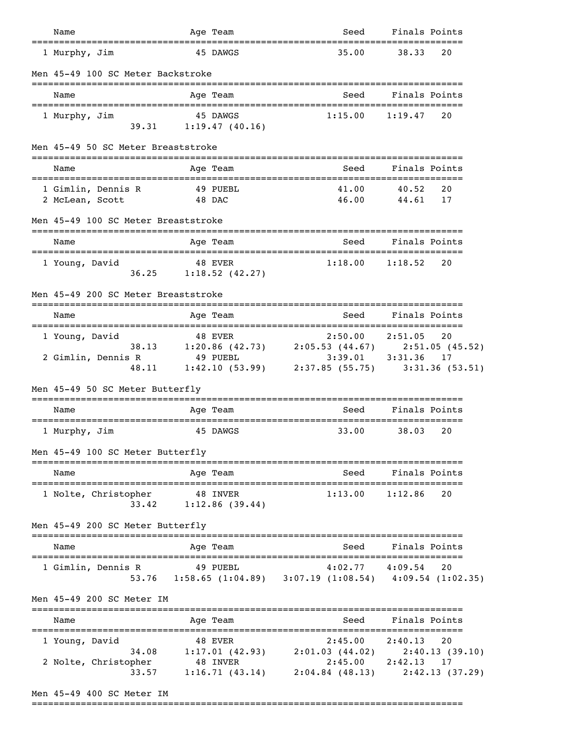| Name | Age | Team | Seed | Finals | Points |
|---|---|---|---|---|---|
| 1 Murphy, Jim | 45 | DAWGS | 35.00 | 38.33 | 20 |

Men 45-49 100 SC Meter Backstroke

| Name | Age | Team | Seed | Finals | Points |
|---|---|---|---|---|---|
| 1 Murphy, Jim | 45 | DAWGS | 1:15.00 | 1:19.47 | 20 |
| 39.31 | 1:19.47 (40.16) | | | | |

Men 45-49 50 SC Meter Breaststroke

| Name | Age | Team | Seed | Finals | Points |
|---|---|---|---|---|---|
| 1 Gimlin, Dennis R | 49 | PUEBL | 41.00 | 40.52 | 20 |
| 2 McLean, Scott | 48 | DAC | 46.00 | 44.61 | 17 |

Men 45-49 100 SC Meter Breaststroke

| Name | Age | Team | Seed | Finals | Points |
|---|---|---|---|---|---|
| 1 Young, David | 48 | EVER | 1:18.00 | 1:18.52 | 20 |
| 36.25 | 1:18.52 (42.27) | | | | |

Men 45-49 200 SC Meter Breaststroke

| Name | Age | Team | Seed | Finals | Points |
|---|---|---|---|---|---|
| 1 Young, David | 48 | EVER | 2:50.00 | 2:51.05 | 20 |
| 38.13 | 1:20.86 (42.73) | 2:05.53 (44.67) | 2:51.05 (45.52) | | |
| 2 Gimlin, Dennis R | 49 | PUEBL | 3:39.01 | 3:31.36 | 17 |
| 48.11 | 1:42.10 (53.99) | 2:37.85 (55.75) | 3:31.36 (53.51) | | |

Men 45-49 50 SC Meter Butterfly

| Name | Age | Team | Seed | Finals | Points |
|---|---|---|---|---|---|
| 1 Murphy, Jim | 45 | DAWGS | 33.00 | 38.03 | 20 |

Men 45-49 100 SC Meter Butterfly

| Name | Age | Team | Seed | Finals | Points |
|---|---|---|---|---|---|
| 1 Nolte, Christopher | 48 | INVER | 1:13.00 | 1:12.86 | 20 |
| 33.42 | 1:12.86 (39.44) | | | | |

Men 45-49 200 SC Meter Butterfly

| Name | Age | Team | Seed | Finals | Points |
|---|---|---|---|---|---|
| 1 Gimlin, Dennis R | 49 | PUEBL | 4:02.77 | 4:09.54 | 20 |
| 53.76 | 1:58.65 (1:04.89) | 3:07.19 (1:08.54) | 4:09.54 (1:02.35) | | |

Men 45-49 200 SC Meter IM

| Name | Age | Team | Seed | Finals | Points |
|---|---|---|---|---|---|
| 1 Young, David | 48 | EVER | 2:45.00 | 2:40.13 | 20 |
| 34.08 | 1:17.01 (42.93) | 2:01.03 (44.02) | 2:40.13 (39.10) | | |
| 2 Nolte, Christopher | 48 | INVER | 2:45.00 | 2:42.13 | 17 |
| 33.57 | 1:16.71 (43.14) | 2:04.84 (48.13) | 2:42.13 (37.29) | | |

Men 45-49 400 SC Meter IM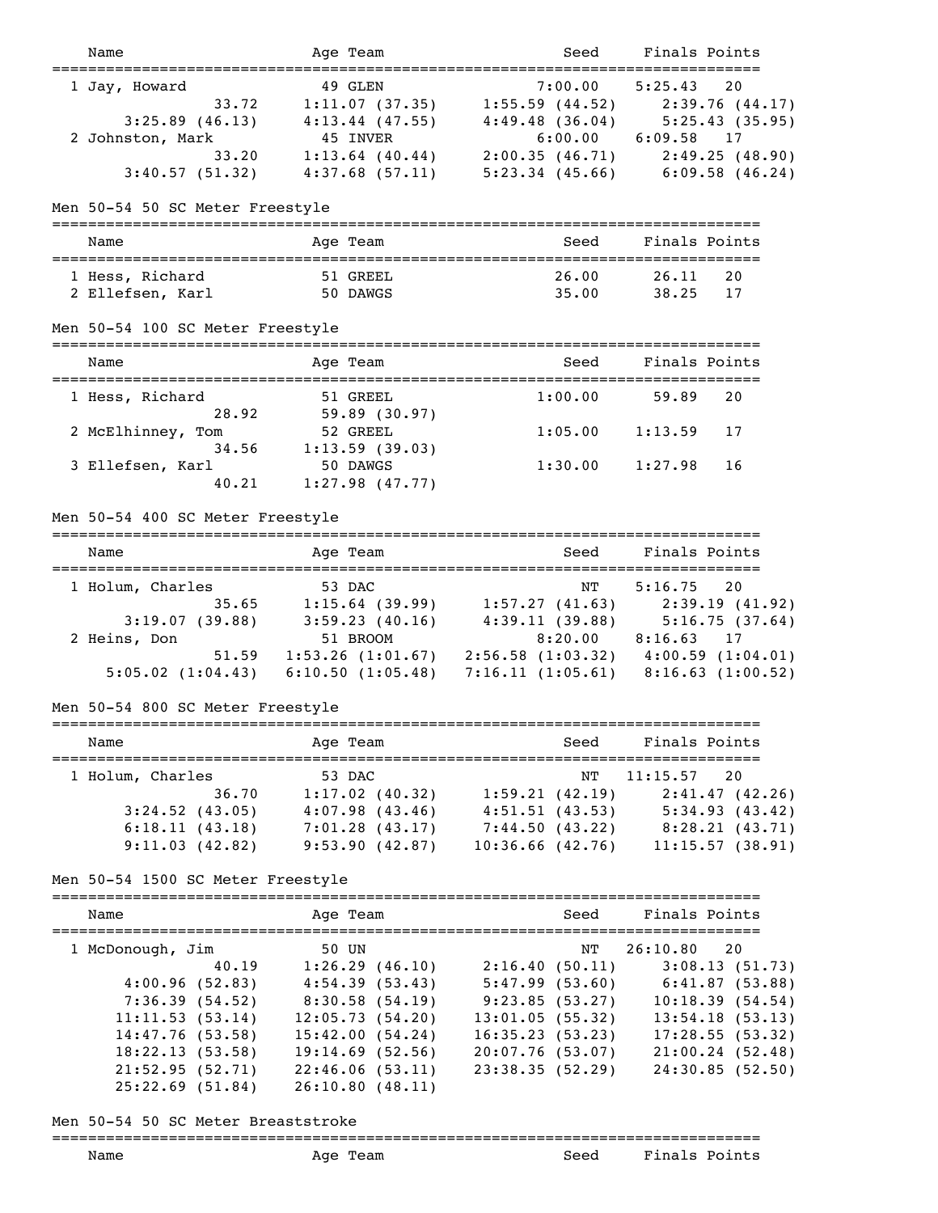| | Name | Age | Team | Seed | Finals | Points |
|---|---|---|---|---|---|---|
| 1 | Jay, Howard | 49 | GLEN | 7:00.00 | 5:25.43 | 20 |
| | 33.72 | 1:11.07 (37.35) | 1:55.59 (44.52) | 2:39.76 (44.17) | | |
| | 3:25.89 (46.13) | 4:13.44 (47.55) | 4:49.48 (36.04) | 5:25.43 (35.95) | | |
| 2 | Johnston, Mark | 45 | INVER | 6:00.00 | 6:09.58 | 17 |
| | 33.20 | 1:13.64 (40.44) | 2:00.35 (46.71) | 2:49.25 (48.90) | | |
| | 3:40.57 (51.32) | 4:37.68 (57.11) | 5:23.34 (45.66) | 6:09.58 (46.24) | | |

## Men 50-54 50 SC Meter Freestyle

| | Name | Age | Team | Seed | Finals | Points |
|---|---|---|---|---|---|---|
| 1 | Hess, Richard | 51 | GREEL | 26.00 | 26.11 | 20 |
| 2 | Ellefsen, Karl | 50 | DAWGS | 35.00 | 38.25 | 17 |

## Men 50-54 100 SC Meter Freestyle

| | Name | Age | Team | Seed | Finals | Points |
|---|---|---|---|---|---|---|
| 1 | Hess, Richard | 51 | GREEL | 1:00.00 | 59.89 | 20 |
| | 28.92 | 59.89 (30.97) | | | | |
| 2 | McElhinney, Tom | 52 | GREEL | 1:05.00 | 1:13.59 | 17 |
| | 34.56 | 1:13.59 (39.03) | | | | |
| 3 | Ellefsen, Karl | 50 | DAWGS | 1:30.00 | 1:27.98 | 16 |
| | 40.21 | 1:27.98 (47.77) | | | | |

## Men 50-54 400 SC Meter Freestyle

| | Name | Age | Team | Seed | Finals | Points |
|---|---|---|---|---|---|---|
| 1 | Holum, Charles | 53 | DAC | NT | 5:16.75 | 20 |
| | 35.65 | 1:15.64 (39.99) | 1:57.27 (41.63) | 2:39.19 (41.92) | | |
| | 3:19.07 (39.88) | 3:59.23 (40.16) | 4:39.11 (39.88) | 5:16.75 (37.64) | | |
| 2 | Heins, Don | 51 | BROOM | 8:20.00 | 8:16.63 | 17 |
| | 51.59 | 1:53.26 (1:01.67) | 2:56.58 (1:03.32) | 4:00.59 (1:04.01) | | |
| | 5:05.02 (1:04.43) | 6:10.50 (1:05.48) | 7:16.11 (1:05.61) | 8:16.63 (1:00.52) | | |

## Men 50-54 800 SC Meter Freestyle

| | Name | Age | Team | Seed | Finals | Points |
|---|---|---|---|---|---|---|
| 1 | Holum, Charles | 53 | DAC | NT | 11:15.57 | 20 |
| | 36.70 | 1:17.02 (40.32) | 1:59.21 (42.19) | 2:41.47 (42.26) | | |
| | 3:24.52 (43.05) | 4:07.98 (43.46) | 4:51.51 (43.53) | 5:34.93 (43.42) | | |
| | 6:18.11 (43.18) | 7:01.28 (43.17) | 7:44.50 (43.22) | 8:28.21 (43.71) | | |
| | 9:11.03 (42.82) | 9:53.90 (42.87) | 10:36.66 (42.76) | 11:15.57 (38.91) | | |

## Men 50-54 1500 SC Meter Freestyle

| | Name | Age | Team | Seed | Finals | Points |
|---|---|---|---|---|---|---|
| 1 | McDonough, Jim | 50 | UN | NT | 26:10.80 | 20 |
| | 40.19 | 1:26.29 (46.10) | 2:16.40 (50.11) | 3:08.13 (51.73) | | |
| | 4:00.96 (52.83) | 4:54.39 (53.43) | 5:47.99 (53.60) | 6:41.87 (53.88) | | |
| | 7:36.39 (54.52) | 8:30.58 (54.19) | 9:23.85 (53.27) | 10:18.39 (54.54) | | |
| | 11:11.53 (53.14) | 12:05.73 (54.20) | 13:01.05 (55.32) | 13:54.18 (53.13) | | |
| | 14:47.76 (53.58) | 15:42.00 (54.24) | 16:35.23 (53.23) | 17:28.55 (53.32) | | |
| | 18:22.13 (53.58) | 19:14.69 (52.56) | 20:07.76 (53.07) | 21:00.24 (52.48) | | |
| | 21:52.95 (52.71) | 22:46.06 (53.11) | 23:38.35 (52.29) | 24:30.85 (52.50) | | |
| | 25:22.69 (51.84) | 26:10.80 (48.11) | | | | |

## Men 50-54 50 SC Meter Breaststroke

| | Name | Age | Team | Seed | Finals | Points |
|---|---|---|---|---|---|---|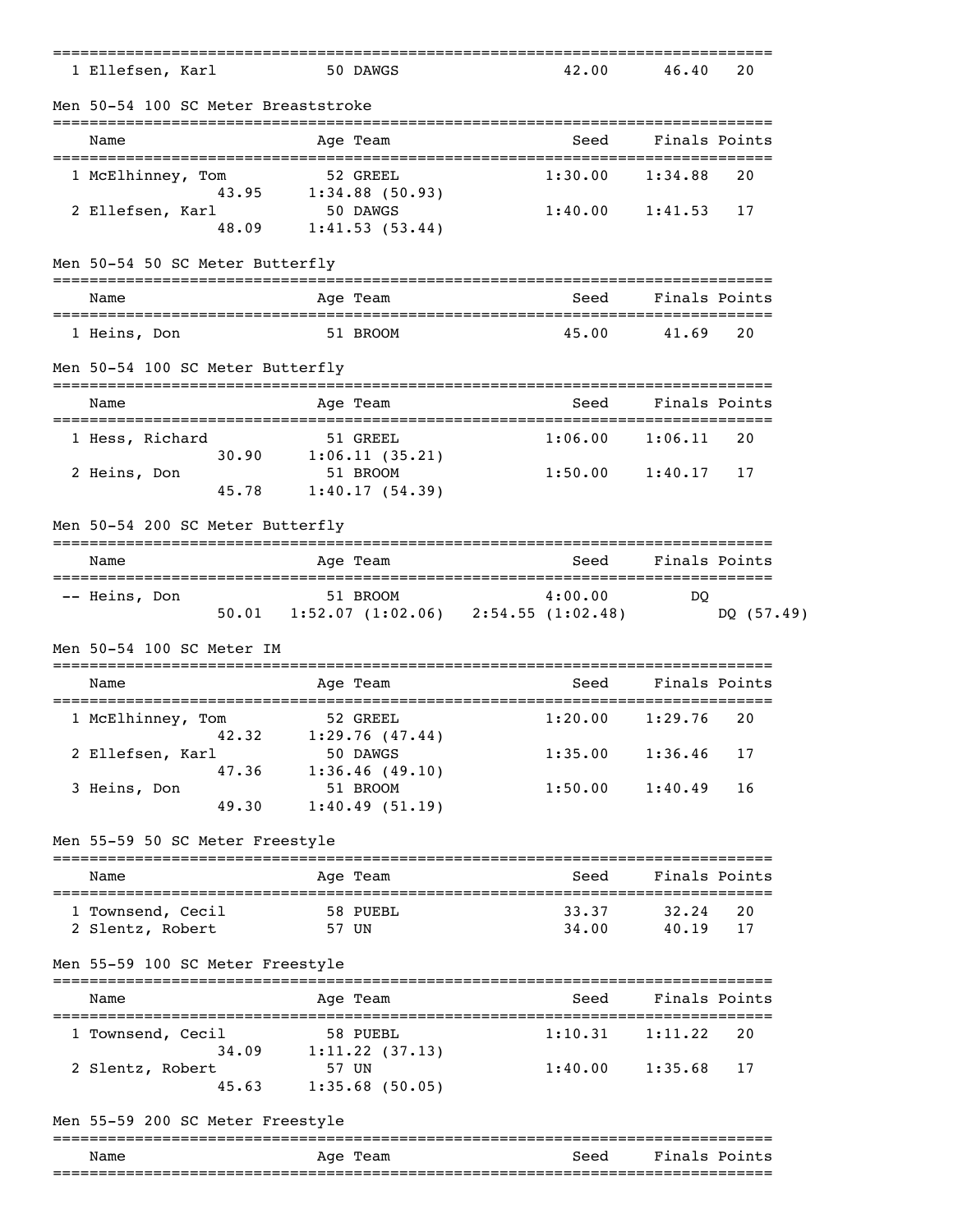| | Name | Age | Team | Seed | Finals | Points |
|---|---|---|---|---|---|---|
| 1 | Ellefsen, Karl | 50 | DAWGS | 42.00 | 46.40 | 20 |

Men 50-54 100 SC Meter Breaststroke

| | Name | Age | Team | Seed | Finals | Points |
|---|---|---|---|---|---|---|
| 1 | McElhinney, Tom | 52 | GREEL | 1:30.00 | 1:34.88 | 20 |
| | 43.95 | 1:34.88 (50.93) | | | | |
| 2 | Ellefsen, Karl | 50 | DAWGS | 1:40.00 | 1:41.53 | 17 |
| | 48.09 | 1:41.53 (53.44) | | | | |

Men 50-54 50 SC Meter Butterfly

| | Name | Age | Team | Seed | Finals | Points |
|---|---|---|---|---|---|---|
| 1 | Heins, Don | 51 | BROOM | 45.00 | 41.69 | 20 |

Men 50-54 100 SC Meter Butterfly

| | Name | Age | Team | Seed | Finals | Points |
|---|---|---|---|---|---|---|
| 1 | Hess, Richard | 51 | GREEL | 1:06.00 | 1:06.11 | 20 |
| | 30.90 | 1:06.11 (35.21) | | | | |
| 2 | Heins, Don | 51 | BROOM | 1:50.00 | 1:40.17 | 17 |
| | 45.78 | 1:40.17 (54.39) | | | | |

Men 50-54 200 SC Meter Butterfly

| | Name | Age | Team | Seed | Finals | Points |
|---|---|---|---|---|---|---|
| -- | Heins, Don | 51 | BROOM | 4:00.00 | DQ | |
| | 50.01 | 1:52.07 (1:02.06) | 2:54.55 (1:02.48) | | DQ (57.49) | |

Men 50-54 100 SC Meter IM

| | Name | Age | Team | Seed | Finals | Points |
|---|---|---|---|---|---|---|
| 1 | McElhinney, Tom | 52 | GREEL | 1:20.00 | 1:29.76 | 20 |
| | 42.32 | 1:29.76 (47.44) | | | | |
| 2 | Ellefsen, Karl | 50 | DAWGS | 1:35.00 | 1:36.46 | 17 |
| | 47.36 | 1:36.46 (49.10) | | | | |
| 3 | Heins, Don | 51 | BROOM | 1:50.00 | 1:40.49 | 16 |
| | 49.30 | 1:40.49 (51.19) | | | | |

Men 55-59 50 SC Meter Freestyle

| | Name | Age | Team | Seed | Finals | Points |
|---|---|---|---|---|---|---|
| 1 | Townsend, Cecil | 58 | PUEBL | 33.37 | 32.24 | 20 |
| 2 | Slentz, Robert | 57 | UN | 34.00 | 40.19 | 17 |

Men 55-59 100 SC Meter Freestyle

| | Name | Age | Team | Seed | Finals | Points |
|---|---|---|---|---|---|---|
| 1 | Townsend, Cecil | 58 | PUEBL | 1:10.31 | 1:11.22 | 20 |
| | 34.09 | 1:11.22 (37.13) | | | | |
| 2 | Slentz, Robert | 57 | UN | 1:40.00 | 1:35.68 | 17 |
| | 45.63 | 1:35.68 (50.05) | | | | |

Men 55-59 200 SC Meter Freestyle

| | Name | Age | Team | Seed | Finals | Points |
|---|---|---|---|---|---|---|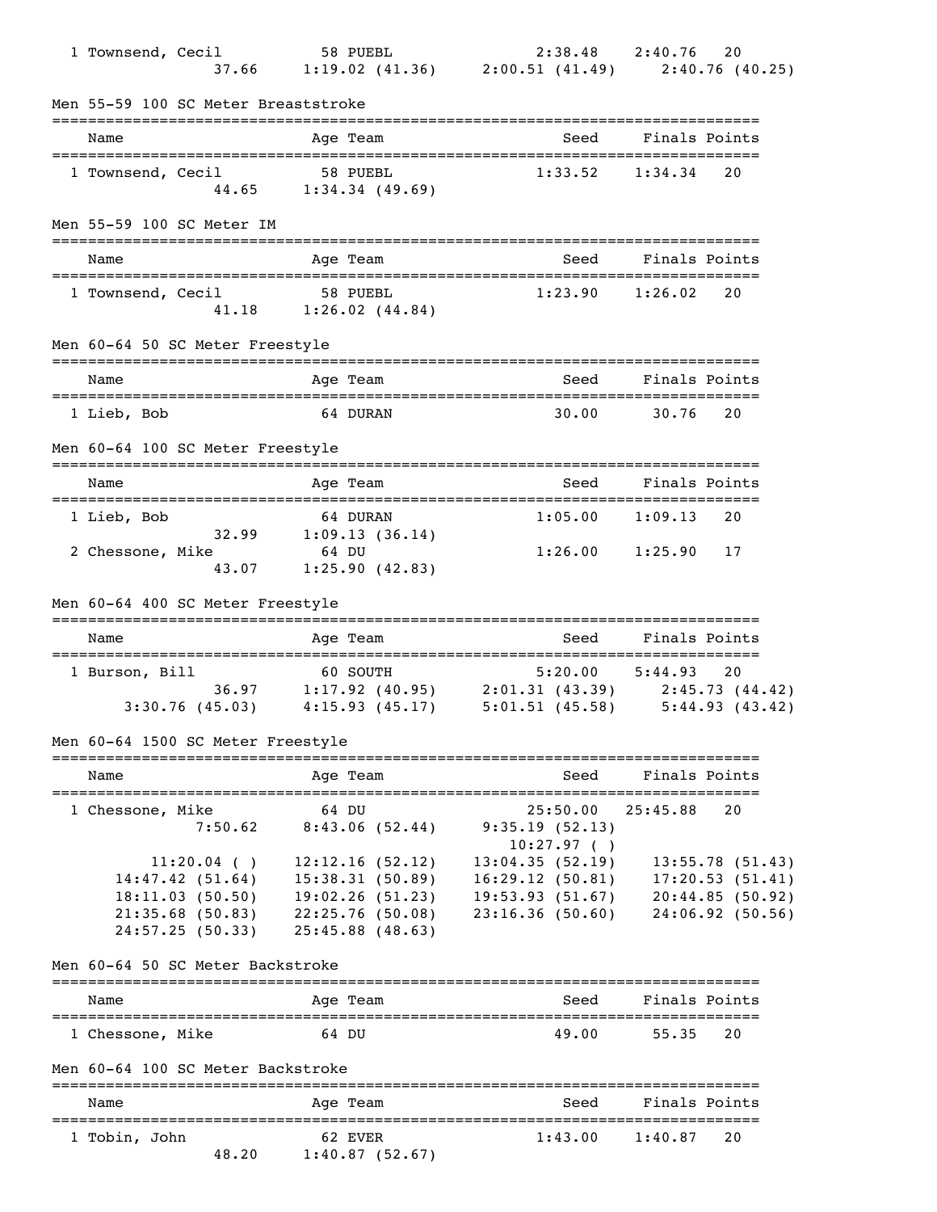| Name | Age | Team | Seed | Finals | Points |
|---|---|---|---|---|---|
| 1 Townsend, Cecil | 58 | PUEBL | 2:38.48 | 2:40.76 | 20 |

37.66 1:19.02 (41.36) 2:00.51 (41.49) 2:40.76 (40.25)

## Men 55-59 100 SC Meter Breaststroke

| Name | Age | Team | Seed | Finals | Points |
|---|---|---|---|---|---|
| 1 Townsend, Cecil | 58 | PUEBL | 1:33.52 | 1:34.34 | 20 |

44.65 1:34.34 (49.69)

## Men 55-59 100 SC Meter IM

| Name | Age | Team | Seed | Finals | Points |
|---|---|---|---|---|---|
| 1 Townsend, Cecil | 58 | PUEBL | 1:23.90 | 1:26.02 | 20 |

41.18 1:26.02 (44.84)

## Men 60-64 50 SC Meter Freestyle

| Name | Age | Team | Seed | Finals | Points |
|---|---|---|---|---|---|
| 1 Lieb, Bob | 64 | DURAN | 30.00 | 30.76 | 20 |

## Men 60-64 100 SC Meter Freestyle

| Name | Age | Team | Seed | Finals | Points |
|---|---|---|---|---|---|
| 1 Lieb, Bob | 64 | DURAN | 1:05.00 | 1:09.13 | 20 |
| 32.99 1:09.13 (36.14) | | | | | |
| 2 Chessone, Mike | 64 | DU | 1:26.00 | 1:25.90 | 17 |
| 43.07 1:25.90 (42.83) | | | | | |

## Men 60-64 400 SC Meter Freestyle

| Name | Age | Team | Seed | Finals | Points |
|---|---|---|---|---|---|
| 1 Burson, Bill | 60 | SOUTH | 5:20.00 | 5:44.93 | 20 |

36.97 1:17.92 (40.95) 2:01.31 (43.39) 2:45.73 (44.42)
3:30.76 (45.03) 4:15.93 (45.17) 5:01.51 (45.58) 5:44.93 (43.42)

## Men 60-64 1500 SC Meter Freestyle

| Name | Age | Team | Seed | Finals | Points |
|---|---|---|---|---|---|
| 1 Chessone, Mike | 64 | DU | 25:50.00 | 25:45.88 | 20 |

7:50.62 8:43.06 (52.44) 9:35.19 (52.13)
10:27.97 ( )
11:20.04 ( ) 12:12.16 (52.12) 13:04.35 (52.19) 13:55.78 (51.43)
14:47.42 (51.64) 15:38.31 (50.89) 16:29.12 (50.81) 17:20.53 (51.41)
18:11.03 (50.50) 19:02.26 (51.23) 19:53.93 (51.67) 20:44.85 (50.92)
21:35.68 (50.83) 22:25.76 (50.08) 23:16.36 (50.60) 24:06.92 (50.56)
24:57.25 (50.33) 25:45.88 (48.63)

## Men 60-64 50 SC Meter Backstroke

| Name | Age | Team | Seed | Finals | Points |
|---|---|---|---|---|---|
| 1 Chessone, Mike | 64 | DU | 49.00 | 55.35 | 20 |

## Men 60-64 100 SC Meter Backstroke

| Name | Age | Team | Seed | Finals | Points |
|---|---|---|---|---|---|
| 1 Tobin, John | 62 | EVER | 1:43.00 | 1:40.87 | 20 |

48.20 1:40.87 (52.67)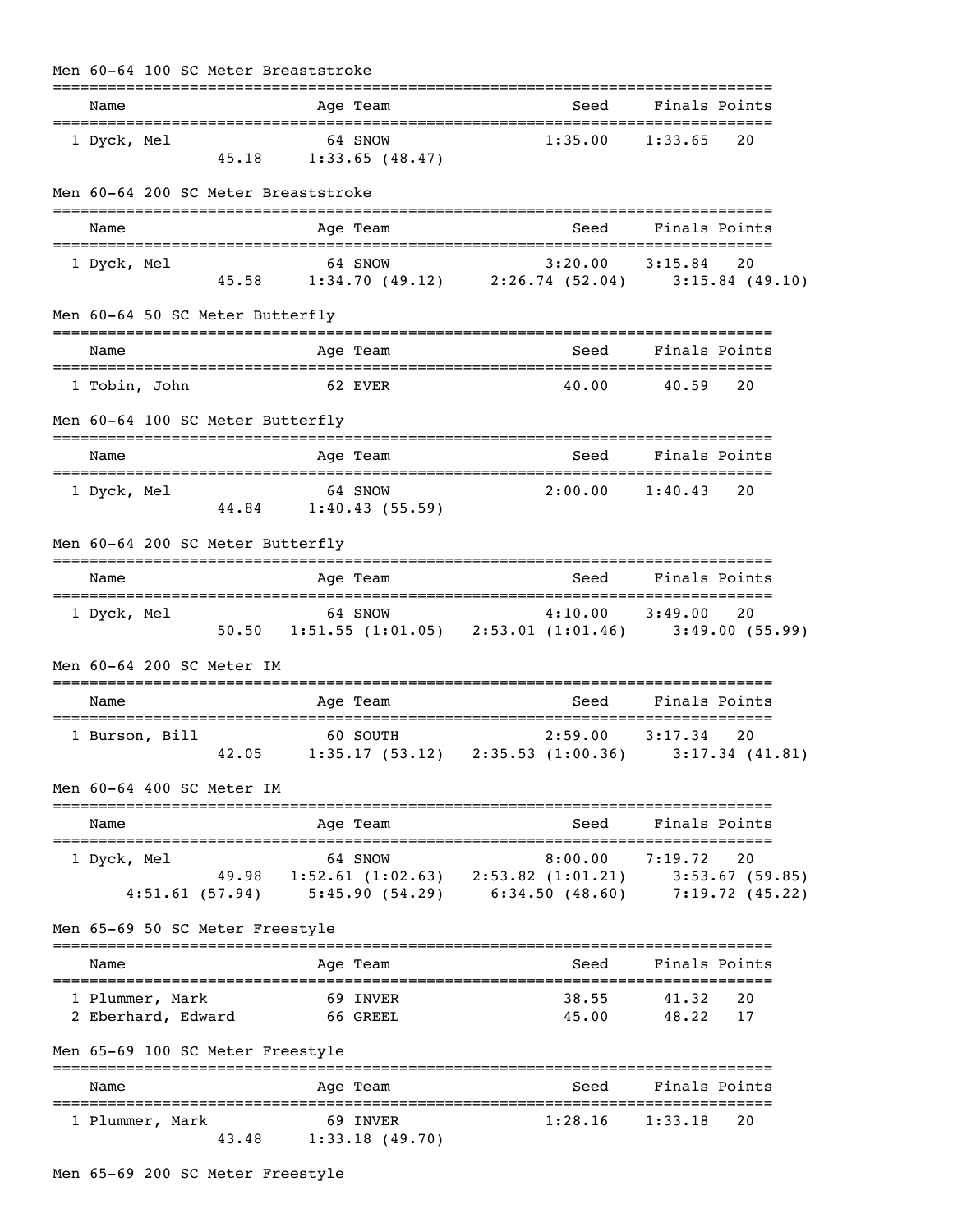### Men 60-64 100 SC Meter Breaststroke

| Name | Age | Team | Seed | Finals | Points |
|---|---|---|---|---|---|
| 1 Dyck, Mel | 64 | SNOW | 1:35.00 | 1:33.65 | 20 |

45.18 1:33.65 (48.47)

### Men 60-64 200 SC Meter Breaststroke

| Name | Age | Team | Seed | Finals | Points |
|---|---|---|---|---|---|
| 1 Dyck, Mel | 64 | SNOW | 3:20.00 | 3:15.84 | 20 |

45.58 1:34.70 (49.12) 2:26.74 (52.04) 3:15.84 (49.10)

### Men 60-64 50 SC Meter Butterfly

| Name | Age | Team | Seed | Finals | Points |
|---|---|---|---|---|---|
| 1 Tobin, John | 62 | EVER | 40.00 | 40.59 | 20 |

### Men 60-64 100 SC Meter Butterfly

| Name | Age | Team | Seed | Finals | Points |
|---|---|---|---|---|---|
| 1 Dyck, Mel | 64 | SNOW | 2:00.00 | 1:40.43 | 20 |

44.84 1:40.43 (55.59)

### Men 60-64 200 SC Meter Butterfly

| Name | Age | Team | Seed | Finals | Points |
|---|---|---|---|---|---|
| 1 Dyck, Mel | 64 | SNOW | 4:10.00 | 3:49.00 | 20 |

50.50 1:51.55 (1:01.05) 2:53.01 (1:01.46) 3:49.00 (55.99)

### Men 60-64 200 SC Meter IM

| Name | Age | Team | Seed | Finals | Points |
|---|---|---|---|---|---|
| 1 Burson, Bill | 60 | SOUTH | 2:59.00 | 3:17.34 | 20 |

42.05 1:35.17 (53.12) 2:35.53 (1:00.36) 3:17.34 (41.81)

### Men 60-64 400 SC Meter IM

| Name | Age | Team | Seed | Finals | Points |
|---|---|---|---|---|---|
| 1 Dyck, Mel | 64 | SNOW | 8:00.00 | 7:19.72 | 20 |

49.98 1:52.61 (1:02.63) 2:53.82 (1:01.21) 3:53.67 (59.85)
4:51.61 (57.94) 5:45.90 (54.29) 6:34.50 (48.60) 7:19.72 (45.22)

### Men 65-69 50 SC Meter Freestyle

| Name | Age | Team | Seed | Finals | Points |
|---|---|---|---|---|---|
| 1 Plummer, Mark | 69 | INVER | 38.55 | 41.32 | 20 |
| 2 Eberhard, Edward | 66 | GREEL | 45.00 | 48.22 | 17 |

### Men 65-69 100 SC Meter Freestyle

| Name | Age | Team | Seed | Finals | Points |
|---|---|---|---|---|---|
| 1 Plummer, Mark | 69 | INVER | 1:28.16 | 1:33.18 | 20 |

43.48 1:33.18 (49.70)

### Men 65-69 200 SC Meter Freestyle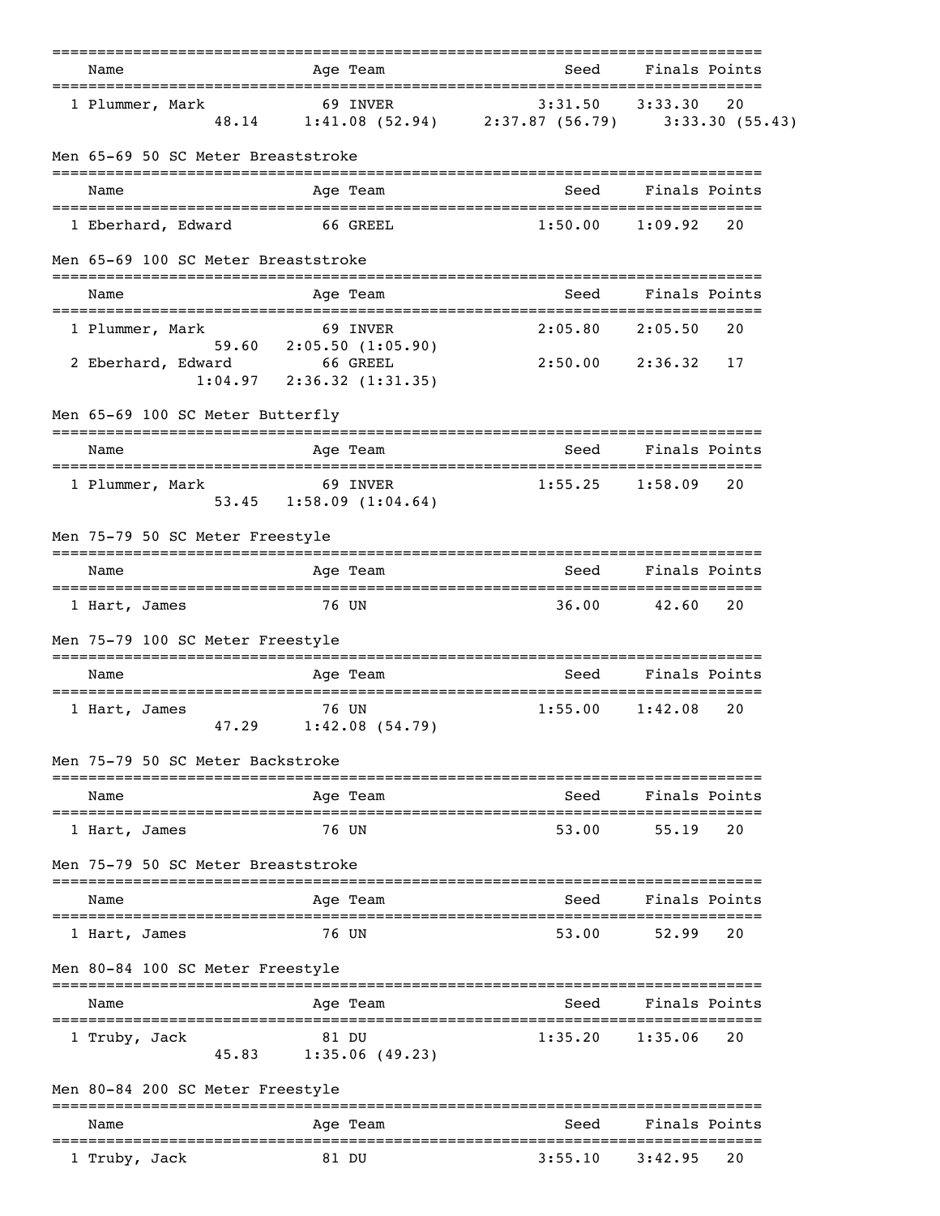| Name | Age | Team | Seed | Finals | Points |
|---|---|---|---|---|---|
| 1 Plummer, Mark | 69 | INVER | 3:31.50 | 3:33.30 | 20 |
| 48.14 1:41.08 (52.94) 2:37.87 (56.79) 3:33.30 (55.43) | | | | | |

## Men 65-69 50 SC Meter Breaststroke

| Name | Age | Team | Seed | Finals | Points |
|---|---|---|---|---|---|
| 1 Eberhard, Edward | 66 | GREEL | 1:50.00 | 1:09.92 | 20 |

## Men 65-69 100 SC Meter Breaststroke

| Name | Age | Team | Seed | Finals | Points |
|---|---|---|---|---|---|
| 1 Plummer, Mark | 69 | INVER | 2:05.80 | 2:05.50 | 20 |
| 59.60 2:05.50 (1:05.90) | | | | | |
| 2 Eberhard, Edward | 66 | GREEL | 2:50.00 | 2:36.32 | 17 |
| 1:04.97 2:36.32 (1:31.35) | | | | | |

## Men 65-69 100 SC Meter Butterfly

| Name | Age | Team | Seed | Finals | Points |
|---|---|---|---|---|---|
| 1 Plummer, Mark | 69 | INVER | 1:55.25 | 1:58.09 | 20 |
| 53.45 1:58.09 (1:04.64) | | | | | |

## Men 75-79 50 SC Meter Freestyle

| Name | Age | Team | Seed | Finals | Points |
|---|---|---|---|---|---|
| 1 Hart, James | 76 | UN | 36.00 | 42.60 | 20 |

## Men 75-79 100 SC Meter Freestyle

| Name | Age | Team | Seed | Finals | Points |
|---|---|---|---|---|---|
| 1 Hart, James | 76 | UN | 1:55.00 | 1:42.08 | 20 |
| 47.29 1:42.08 (54.79) | | | | | |

## Men 75-79 50 SC Meter Backstroke

| Name | Age | Team | Seed | Finals | Points |
|---|---|---|---|---|---|
| 1 Hart, James | 76 | UN | 53.00 | 55.19 | 20 |

## Men 75-79 50 SC Meter Breaststroke

| Name | Age | Team | Seed | Finals | Points |
|---|---|---|---|---|---|
| 1 Hart, James | 76 | UN | 53.00 | 52.99 | 20 |

## Men 80-84 100 SC Meter Freestyle

| Name | Age | Team | Seed | Finals | Points |
|---|---|---|---|---|---|
| 1 Truby, Jack | 81 | DU | 1:35.20 | 1:35.06 | 20 |
| 45.83 1:35.06 (49.23) | | | | | |

## Men 80-84 200 SC Meter Freestyle

| Name | Age | Team | Seed | Finals | Points |
|---|---|---|---|---|---|
| 1 Truby, Jack | 81 | DU | 3:55.10 | 3:42.95 | 20 |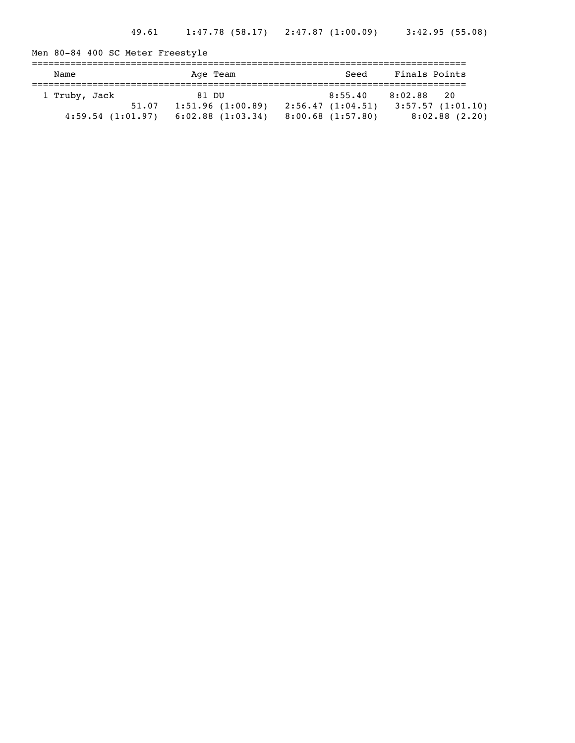49.61 1:47.78 (58.17) 2:47.87 (1:00.09) 3:42.95 (55.08)

Men 80-84 400 SC Meter Freestyle

| Name | Age | Team | Seed | Finals | Points |
|---|---|---|---|---|---|
| 1 Truby, Jack | 81 | DU | 8:55.40 | 8:02.88 | 20 |

51.07 1:51.96 (1:00.89) 2:56.47 (1:04.51) 3:57.57 (1:01.10)
4:59.54 (1:01.97) 6:02.88 (1:03.34) 8:00.68 (1:57.80) 8:02.88 (2.20)